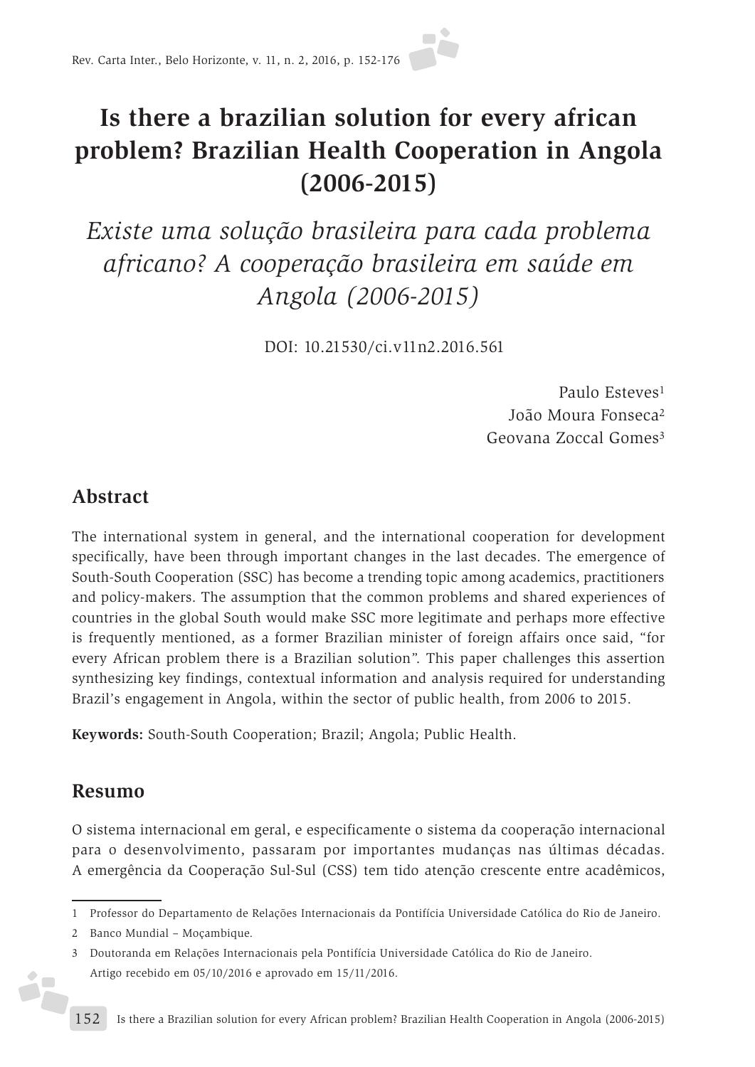# Is there a brazilian solution for every african problem? Brazilian Health Cooperation in Angola (2006-2015)

## *Existe uma solução brasileira para cada problema africano? A cooperação brasileira em saúde em Angola (2006-2015)*

DOI: 10.21530/ci.v11n2.2016.561

Paulo Esteves[1]
João Moura Fonseca[2]
Geovana Zoccal Gomes[3]

## Abstract

The international system in general, and the international cooperation for development specifically, have been through important changes in the last decades. The emergence of South-South Cooperation (SSC) has become a trending topic among academics, practitioners and policy-makers. The assumption that the common problems and shared experiences of countries in the global South would make SSC more legitimate and perhaps more effective is frequently mentioned, as a former Brazilian minister of foreign affairs once said, "for every African problem there is a Brazilian solution". This paper challenges this assertion synthesizing key findings, contextual information and analysis required for understanding Brazil's engagement in Angola, within the sector of public health, from 2006 to 2015.

**Keywords:** South-South Cooperation; Brazil; Angola; Public Health.

## Resumo

O sistema internacional em geral, e especificamente o sistema da cooperação internacional para o desenvolvimento, passaram por importantes mudanças nas últimas décadas. A emergência da Cooperação Sul-Sul (CSS) tem tido atenção crescente entre acadêmicos,

---

1 Professor do Departamento de Relações Internacionais da Pontifícia Universidade Católica do Rio de Janeiro.

2 Banco Mundial – Moçambique.

3 Doutoranda em Relações Internacionais pela Pontifícia Universidade Católica do Rio de Janeiro.
Artigo recebido em 05/10/2016 e aprovado em 15/11/2016.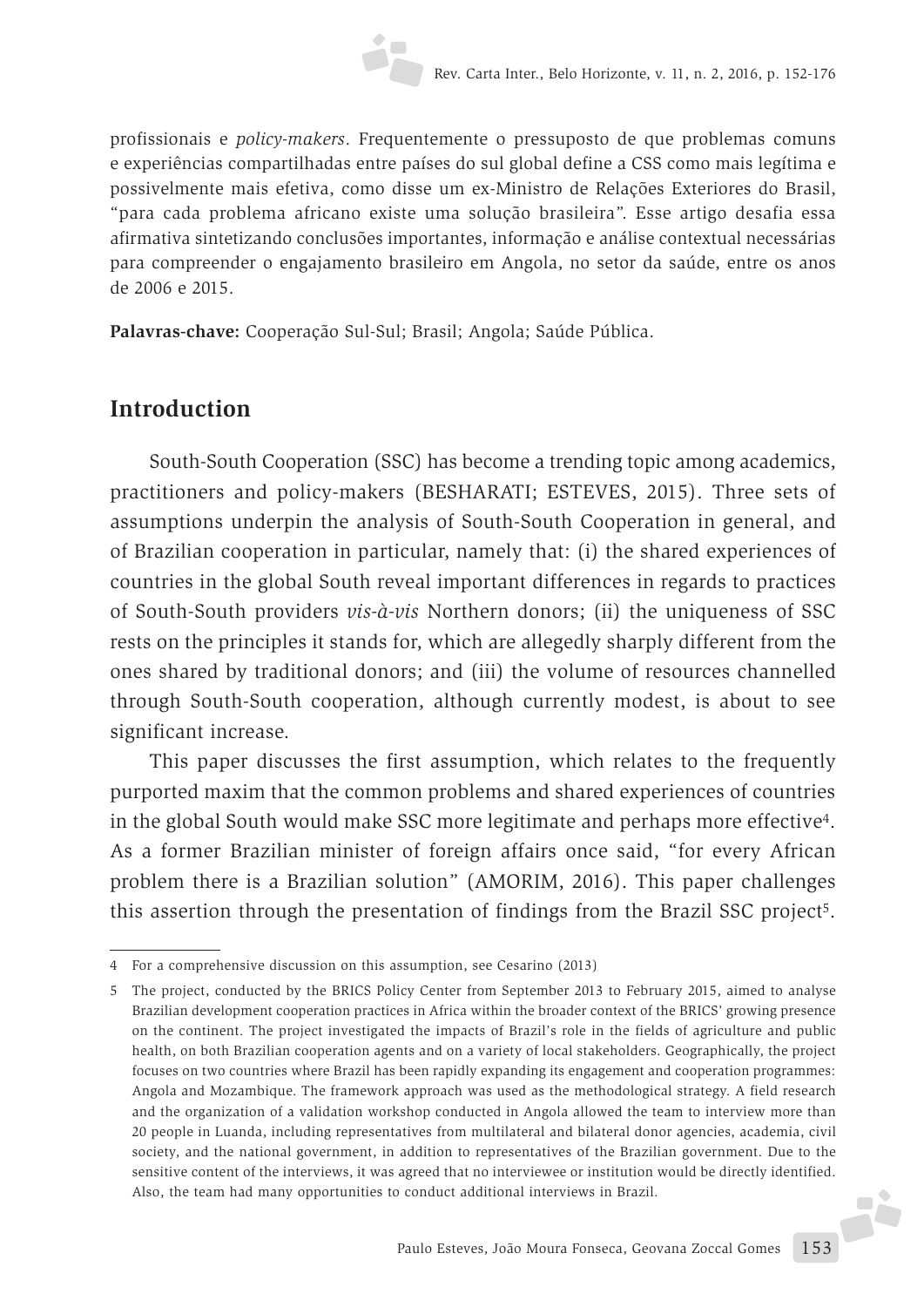profissionais e *policy-makers*. Frequentemente o pressuposto de que problemas comuns e experiências compartilhadas entre países do sul global define a CSS como mais legítima e possivelmente mais efetiva, como disse um ex-Ministro de Relações Exteriores do Brasil, "para cada problema africano existe uma solução brasileira". Esse artigo desafia essa afirmativa sintetizando conclusões importantes, informação e análise contextual necessárias para compreender o engajamento brasileiro em Angola, no setor da saúde, entre os anos de 2006 e 2015.

**Palavras-chave:** Cooperação Sul-Sul; Brasil; Angola; Saúde Pública.

## Introduction

South-South Cooperation (SSC) has become a trending topic among academics, practitioners and policy-makers (BESHARATI; ESTEVES, 2015). Three sets of assumptions underpin the analysis of South-South Cooperation in general, and of Brazilian cooperation in particular, namely that: (i) the shared experiences of countries in the global South reveal important differences in regards to practices of South-South providers *vis-à-vis* Northern donors; (ii) the uniqueness of SSC rests on the principles it stands for, which are allegedly sharply different from the ones shared by traditional donors; and (iii) the volume of resources channelled through South-South cooperation, although currently modest, is about to see significant increase.

This paper discusses the first assumption, which relates to the frequently purported maxim that the common problems and shared experiences of countries in the global South would make SSC more legitimate and perhaps more effective[4]. As a former Brazilian minister of foreign affairs once said, "for every African problem there is a Brazilian solution" (AMORIM, 2016). This paper challenges this assertion through the presentation of findings from the Brazil SSC project[5].

---

4 For a comprehensive discussion on this assumption, see Cesarino (2013)

5 The project, conducted by the BRICS Policy Center from September 2013 to February 2015, aimed to analyse Brazilian development cooperation practices in Africa within the broader context of the BRICS' growing presence on the continent. The project investigated the impacts of Brazil's role in the fields of agriculture and public health, on both Brazilian cooperation agents and on a variety of local stakeholders. Geographically, the project focuses on two countries where Brazil has been rapidly expanding its engagement and cooperation programmes: Angola and Mozambique. The framework approach was used as the methodological strategy. A field research and the organization of a validation workshop conducted in Angola allowed the team to interview more than 20 people in Luanda, including representatives from multilateral and bilateral donor agencies, academia, civil society, and the national government, in addition to representatives of the Brazilian government. Due to the sensitive content of the interviews, it was agreed that no interviewee or institution would be directly identified. Also, the team had many opportunities to conduct additional interviews in Brazil.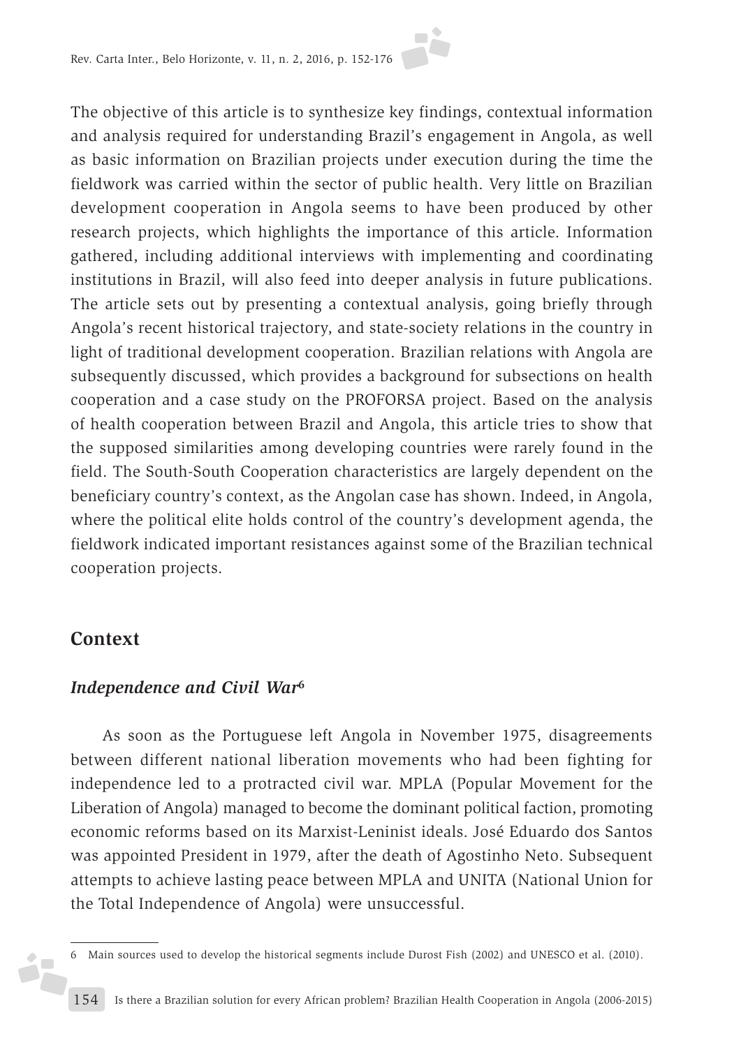The objective of this article is to synthesize key findings, contextual information and analysis required for understanding Brazil's engagement in Angola, as well as basic information on Brazilian projects under execution during the time the fieldwork was carried within the sector of public health. Very little on Brazilian development cooperation in Angola seems to have been produced by other research projects, which highlights the importance of this article. Information gathered, including additional interviews with implementing and coordinating institutions in Brazil, will also feed into deeper analysis in future publications. The article sets out by presenting a contextual analysis, going briefly through Angola's recent historical trajectory, and state-society relations in the country in light of traditional development cooperation. Brazilian relations with Angola are subsequently discussed, which provides a background for subsections on health cooperation and a case study on the PROFORSA project. Based on the analysis of health cooperation between Brazil and Angola, this article tries to show that the supposed similarities among developing countries were rarely found in the field. The South-South Cooperation characteristics are largely dependent on the beneficiary country's context, as the Angolan case has shown. Indeed, in Angola, where the political elite holds control of the country's development agenda, the fieldwork indicated important resistances against some of the Brazilian technical cooperation projects.

## Context

### *Independence and Civil War*[6]

As soon as the Portuguese left Angola in November 1975, disagreements between different national liberation movements who had been fighting for independence led to a protracted civil war. MPLA (Popular Movement for the Liberation of Angola) managed to become the dominant political faction, promoting economic reforms based on its Marxist-Leninist ideals. José Eduardo dos Santos was appointed President in 1979, after the death of Agostinho Neto. Subsequent attempts to achieve lasting peace between MPLA and UNITA (National Union for the Total Independence of Angola) were unsuccessful.

6 Main sources used to develop the historical segments include Durost Fish (2002) and UNESCO et al. (2010).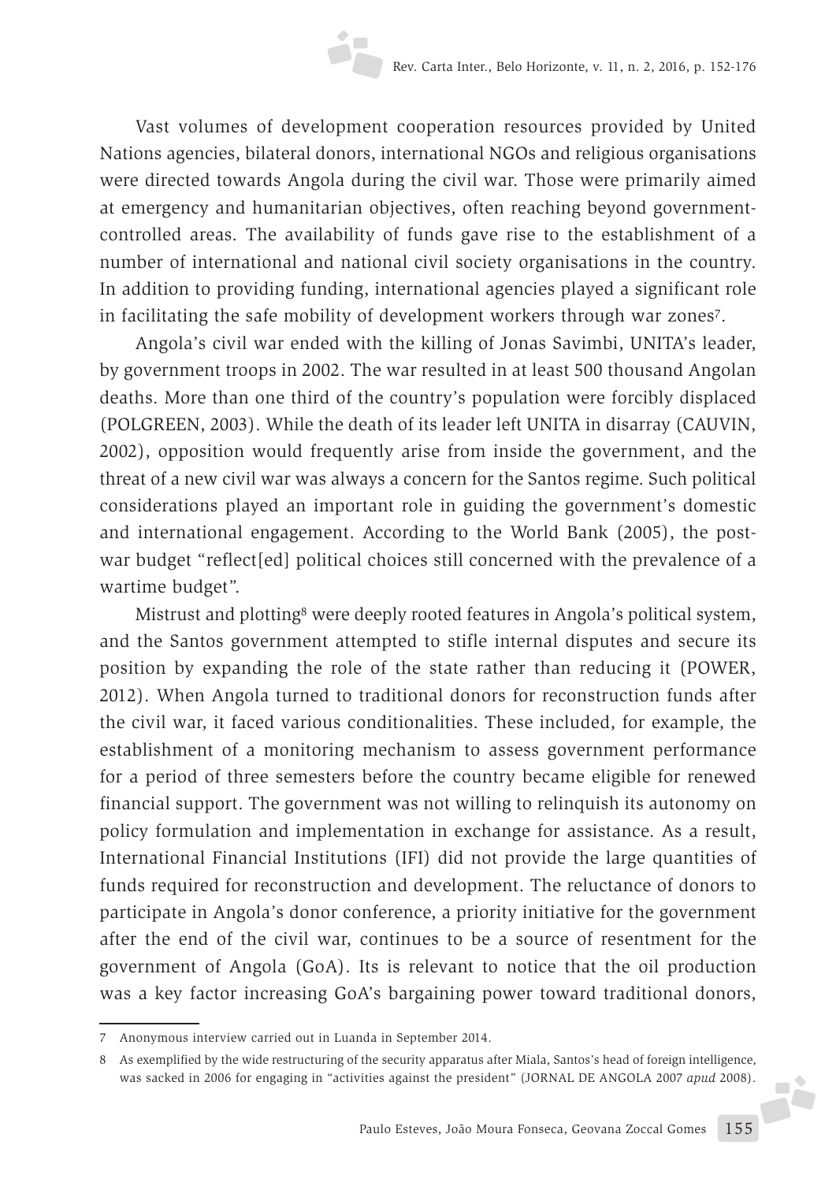Vast volumes of development cooperation resources provided by United Nations agencies, bilateral donors, international NGOs and religious organisations were directed towards Angola during the civil war. Those were primarily aimed at emergency and humanitarian objectives, often reaching beyond government-controlled areas. The availability of funds gave rise to the establishment of a number of international and national civil society organisations in the country. In addition to providing funding, international agencies played a significant role in facilitating the safe mobility of development workers through war zones[7].

Angola's civil war ended with the killing of Jonas Savimbi, UNITA's leader, by government troops in 2002. The war resulted in at least 500 thousand Angolan deaths. More than one third of the country's population were forcibly displaced (POLGREEN, 2003). While the death of its leader left UNITA in disarray (CAUVIN, 2002), opposition would frequently arise from inside the government, and the threat of a new civil war was always a concern for the Santos regime. Such political considerations played an important role in guiding the government's domestic and international engagement. According to the World Bank (2005), the post-war budget "reflect[ed] political choices still concerned with the prevalence of a wartime budget".

Mistrust and plotting[8] were deeply rooted features in Angola's political system, and the Santos government attempted to stifle internal disputes and secure its position by expanding the role of the state rather than reducing it (POWER, 2012). When Angola turned to traditional donors for reconstruction funds after the civil war, it faced various conditionalities. These included, for example, the establishment of a monitoring mechanism to assess government performance for a period of three semesters before the country became eligible for renewed financial support. The government was not willing to relinquish its autonomy on policy formulation and implementation in exchange for assistance. As a result, International Financial Institutions (IFI) did not provide the large quantities of funds required for reconstruction and development. The reluctance of donors to participate in Angola's donor conference, a priority initiative for the government after the end of the civil war, continues to be a source of resentment for the government of Angola (GoA). Its is relevant to notice that the oil production was a key factor increasing GoA's bargaining power toward traditional donors,

---

7 Anonymous interview carried out in Luanda in September 2014.

8 As exemplified by the wide restructuring of the security apparatus after Miala, Santos's head of foreign intelligence, was sacked in 2006 for engaging in "activities against the president" (JORNAL DE ANGOLA 2007 *apud* 2008).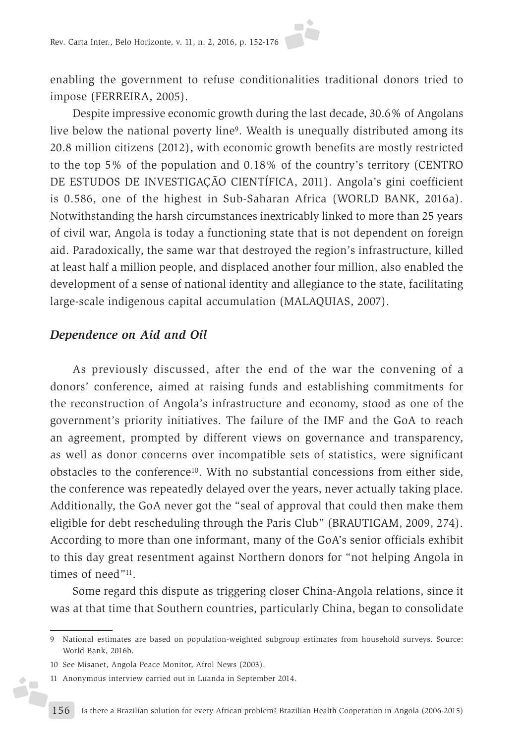enabling the government to refuse conditionalities traditional donors tried to impose (FERREIRA, 2005).

Despite impressive economic growth during the last decade, 30.6% of Angolans live below the national poverty line[9]. Wealth is unequally distributed among its 20.8 million citizens (2012), with economic growth benefits are mostly restricted to the top 5% of the population and 0.18% of the country's territory (CENTRO DE ESTUDOS DE INVESTIGAÇÃO CIENTÍFICA, 2011). Angola's gini coefficient is 0.586, one of the highest in Sub-Saharan Africa (WORLD BANK, 2016a). Notwithstanding the harsh circumstances inextricably linked to more than 25 years of civil war, Angola is today a functioning state that is not dependent on foreign aid. Paradoxically, the same war that destroyed the region's infrastructure, killed at least half a million people, and displaced another four million, also enabled the development of a sense of national identity and allegiance to the state, facilitating large-scale indigenous capital accumulation (MALAQUIAS, 2007).

## *Dependence on Aid and Oil*

As previously discussed, after the end of the war the convening of a donors' conference, aimed at raising funds and establishing commitments for the reconstruction of Angola's infrastructure and economy, stood as one of the government's priority initiatives. The failure of the IMF and the GoA to reach an agreement, prompted by different views on governance and transparency, as well as donor concerns over incompatible sets of statistics, were significant obstacles to the conference[10]. With no substantial concessions from either side, the conference was repeatedly delayed over the years, never actually taking place. Additionally, the GoA never got the "seal of approval that could then make them eligible for debt rescheduling through the Paris Club" (BRAUTIGAM, 2009, 274). According to more than one informant, many of the GoA's senior officials exhibit to this day great resentment against Northern donors for "not helping Angola in times of need"[11].

Some regard this dispute as triggering closer China-Angola relations, since it was at that time that Southern countries, particularly China, began to consolidate

---

9 National estimates are based on population-weighted subgroup estimates from household surveys. Source: World Bank, 2016b.

10 See Misanet, Angola Peace Monitor, Afrol News (2003).

11 Anonymous interview carried out in Luanda in September 2014.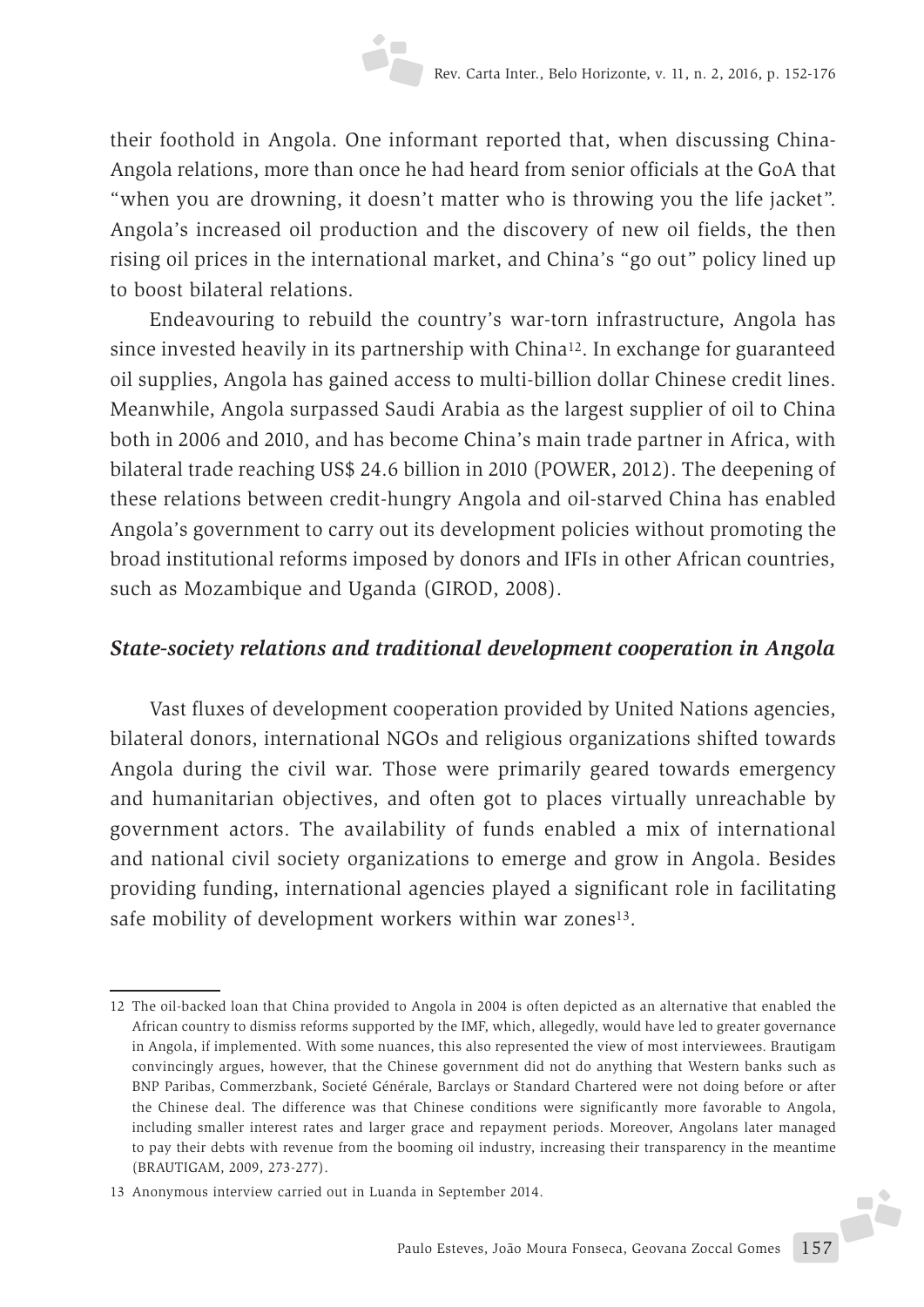their foothold in Angola. One informant reported that, when discussing China-Angola relations, more than once he had heard from senior officials at the GoA that "when you are drowning, it doesn't matter who is throwing you the life jacket". Angola's increased oil production and the discovery of new oil fields, the then rising oil prices in the international market, and China's "go out" policy lined up to boost bilateral relations.

Endeavouring to rebuild the country's war-torn infrastructure, Angola has since invested heavily in its partnership with China[12]. In exchange for guaranteed oil supplies, Angola has gained access to multi-billion dollar Chinese credit lines. Meanwhile, Angola surpassed Saudi Arabia as the largest supplier of oil to China both in 2006 and 2010, and has become China's main trade partner in Africa, with bilateral trade reaching US$ 24.6 billion in 2010 (POWER, 2012). The deepening of these relations between credit-hungry Angola and oil-starved China has enabled Angola's government to carry out its development policies without promoting the broad institutional reforms imposed by donors and IFIs in other African countries, such as Mozambique and Uganda (GIROD, 2008).

### *State-society relations and traditional development cooperation in Angola*

Vast fluxes of development cooperation provided by United Nations agencies, bilateral donors, international NGOs and religious organizations shifted towards Angola during the civil war. Those were primarily geared towards emergency and humanitarian objectives, and often got to places virtually unreachable by government actors. The availability of funds enabled a mix of international and national civil society organizations to emerge and grow in Angola. Besides providing funding, international agencies played a significant role in facilitating safe mobility of development workers within war zones[13].

---

12 The oil-backed loan that China provided to Angola in 2004 is often depicted as an alternative that enabled the African country to dismiss reforms supported by the IMF, which, allegedly, would have led to greater governance in Angola, if implemented. With some nuances, this also represented the view of most interviewees. Brautigam convincingly argues, however, that the Chinese government did not do anything that Western banks such as BNP Paribas, Commerzbank, Societé Générale, Barclays or Standard Chartered were not doing before or after the Chinese deal. The difference was that Chinese conditions were significantly more favorable to Angola, including smaller interest rates and larger grace and repayment periods. Moreover, Angolans later managed to pay their debts with revenue from the booming oil industry, increasing their transparency in the meantime (BRAUTIGAM, 2009, 273-277).

13 Anonymous interview carried out in Luanda in September 2014.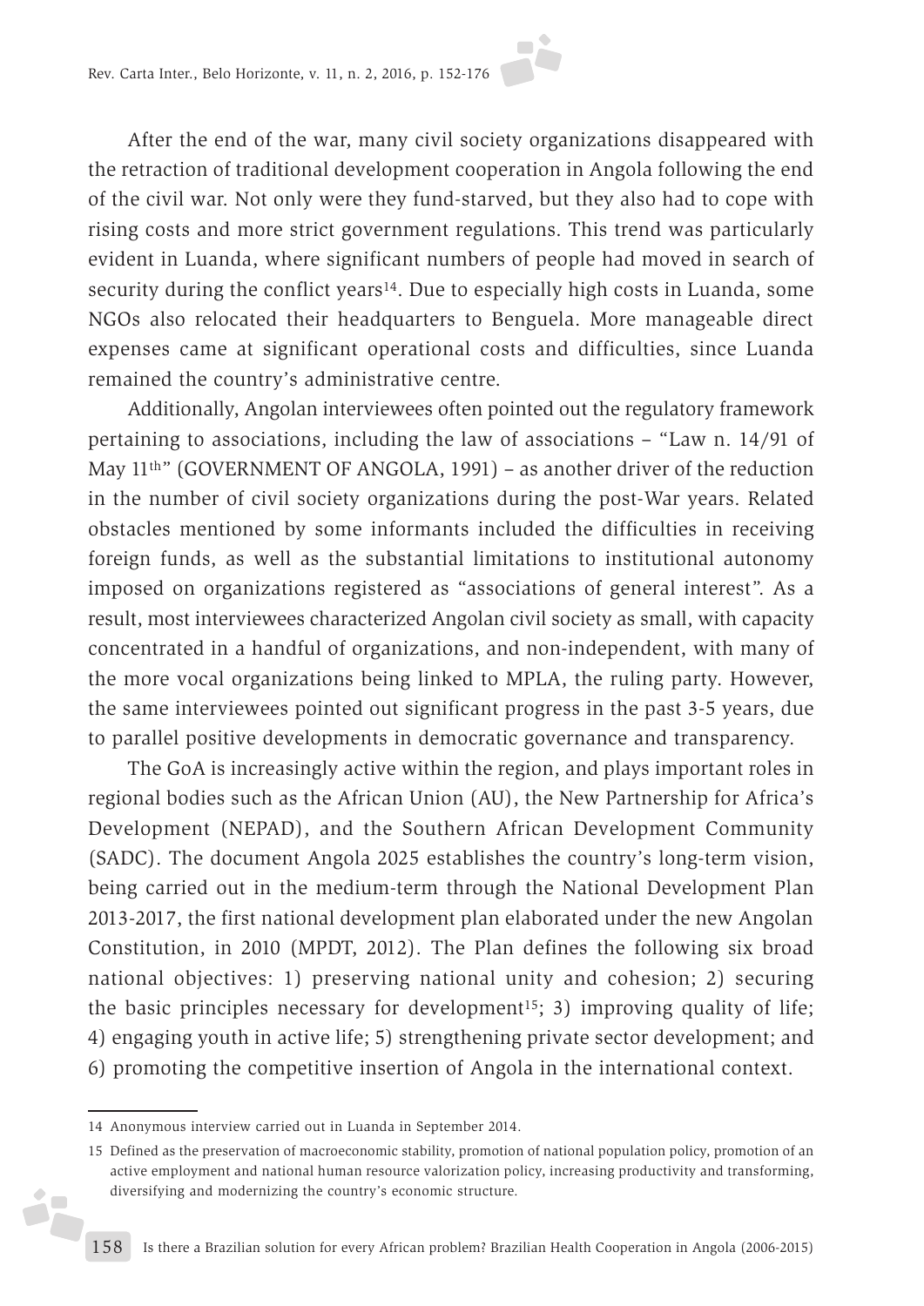After the end of the war, many civil society organizations disappeared with the retraction of traditional development cooperation in Angola following the end of the civil war. Not only were they fund-starved, but they also had to cope with rising costs and more strict government regulations. This trend was particularly evident in Luanda, where significant numbers of people had moved in search of security during the conflict years[14]. Due to especially high costs in Luanda, some NGOs also relocated their headquarters to Benguela. More manageable direct expenses came at significant operational costs and difficulties, since Luanda remained the country's administrative centre.

Additionally, Angolan interviewees often pointed out the regulatory framework pertaining to associations, including the law of associations – "Law n. 14/91 of May 11th" (GOVERNMENT OF ANGOLA, 1991) – as another driver of the reduction in the number of civil society organizations during the post-War years. Related obstacles mentioned by some informants included the difficulties in receiving foreign funds, as well as the substantial limitations to institutional autonomy imposed on organizations registered as "associations of general interest". As a result, most interviewees characterized Angolan civil society as small, with capacity concentrated in a handful of organizations, and non-independent, with many of the more vocal organizations being linked to MPLA, the ruling party. However, the same interviewees pointed out significant progress in the past 3-5 years, due to parallel positive developments in democratic governance and transparency.

The GoA is increasingly active within the region, and plays important roles in regional bodies such as the African Union (AU), the New Partnership for Africa's Development (NEPAD), and the Southern African Development Community (SADC). The document Angola 2025 establishes the country's long-term vision, being carried out in the medium-term through the National Development Plan 2013-2017, the first national development plan elaborated under the new Angolan Constitution, in 2010 (MPDT, 2012). The Plan defines the following six broad national objectives: 1) preserving national unity and cohesion; 2) securing the basic principles necessary for development[15]; 3) improving quality of life; 4) engaging youth in active life; 5) strengthening private sector development; and 6) promoting the competitive insertion of Angola in the international context.

---

14 Anonymous interview carried out in Luanda in September 2014.

15 Defined as the preservation of macroeconomic stability, promotion of national population policy, promotion of an active employment and national human resource valorization policy, increasing productivity and transforming, diversifying and modernizing the country's economic structure.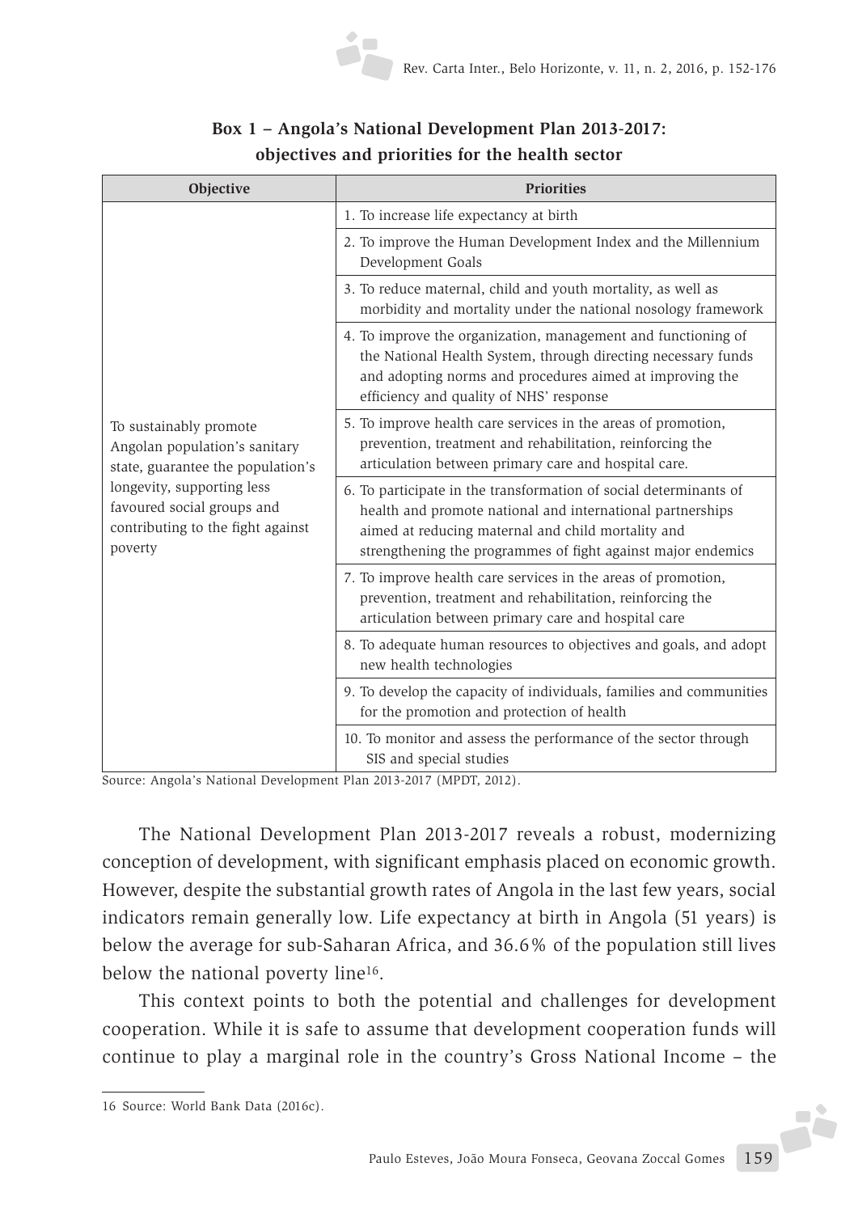**Box 1 – Angola's National Development Plan 2013-2017: objectives and priorities for the health sector**

| Objective | Priorities |
|---|---|
| To sustainably promote Angolan population's sanitary state, guarantee the population's longevity, supporting less favoured social groups and contributing to the fight against poverty | 1. To increase life expectancy at birth |
| | 2. To improve the Human Development Index and the Millennium Development Goals |
| | 3. To reduce maternal, child and youth mortality, as well as morbidity and mortality under the national nosology framework |
| | 4. To improve the organization, management and functioning of the National Health System, through directing necessary funds and adopting norms and procedures aimed at improving the efficiency and quality of NHS' response |
| | 5. To improve health care services in the areas of promotion, prevention, treatment and rehabilitation, reinforcing the articulation between primary care and hospital care. |
| | 6. To participate in the transformation of social determinants of health and promote national and international partnerships aimed at reducing maternal and child mortality and strengthening the programmes of fight against major endemics |
| | 7. To improve health care services in the areas of promotion, prevention, treatment and rehabilitation, reinforcing the articulation between primary care and hospital care |
| | 8. To adequate human resources to objectives and goals, and adopt new health technologies |
| | 9. To develop the capacity of individuals, families and communities for the promotion and protection of health |
| | 10. To monitor and assess the performance of the sector through SIS and special studies |

Source: Angola's National Development Plan 2013-2017 (MPDT, 2012).

The National Development Plan 2013-2017 reveals a robust, modernizing conception of development, with significant emphasis placed on economic growth. However, despite the substantial growth rates of Angola in the last few years, social indicators remain generally low. Life expectancy at birth in Angola (51 years) is below the average for sub-Saharan Africa, and 36.6% of the population still lives below the national poverty line[16].

This context points to both the potential and challenges for development cooperation. While it is safe to assume that development cooperation funds will continue to play a marginal role in the country's Gross National Income – the

16 Source: World Bank Data (2016c).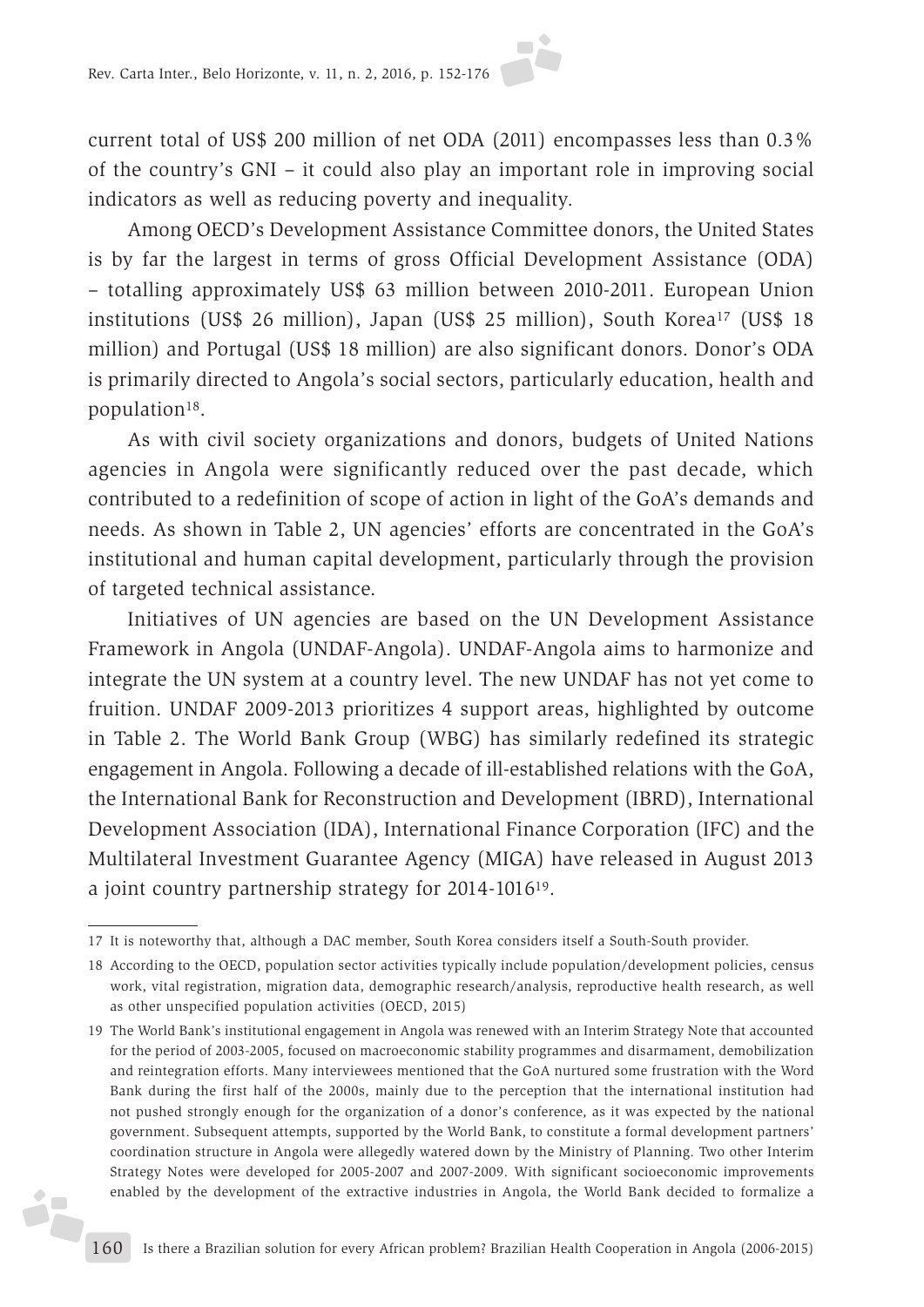current total of US$ 200 million of net ODA (2011) encompasses less than 0.3% of the country's GNI – it could also play an important role in improving social indicators as well as reducing poverty and inequality.

Among OECD's Development Assistance Committee donors, the United States is by far the largest in terms of gross Official Development Assistance (ODA) – totalling approximately US$ 63 million between 2010-2011. European Union institutions (US$ 26 million), Japan (US$ 25 million), South Korea[17] (US$ 18 million) and Portugal (US$ 18 million) are also significant donors. Donor's ODA is primarily directed to Angola's social sectors, particularly education, health and population[18].

As with civil society organizations and donors, budgets of United Nations agencies in Angola were significantly reduced over the past decade, which contributed to a redefinition of scope of action in light of the GoA's demands and needs. As shown in Table 2, UN agencies' efforts are concentrated in the GoA's institutional and human capital development, particularly through the provision of targeted technical assistance.

Initiatives of UN agencies are based on the UN Development Assistance Framework in Angola (UNDAF-Angola). UNDAF-Angola aims to harmonize and integrate the UN system at a country level. The new UNDAF has not yet come to fruition. UNDAF 2009-2013 prioritizes 4 support areas, highlighted by outcome in Table 2. The World Bank Group (WBG) has similarly redefined its strategic engagement in Angola. Following a decade of ill-established relations with the GoA, the International Bank for Reconstruction and Development (IBRD), International Development Association (IDA), International Finance Corporation (IFC) and the Multilateral Investment Guarantee Agency (MIGA) have released in August 2013 a joint country partnership strategy for 2014-1016[19].

---

17 It is noteworthy that, although a DAC member, South Korea considers itself a South-South provider.

18 According to the OECD, population sector activities typically include population/development policies, census work, vital registration, migration data, demographic research/analysis, reproductive health research, as well as other unspecified population activities (OECD, 2015)

19 The World Bank's institutional engagement in Angola was renewed with an Interim Strategy Note that accounted for the period of 2003-2005, focused on macroeconomic stability programmes and disarmament, demobilization and reintegration efforts. Many interviewees mentioned that the GoA nurtured some frustration with the Word Bank during the first half of the 2000s, mainly due to the perception that the international institution had not pushed strongly enough for the organization of a donor's conference, as it was expected by the national government. Subsequent attempts, supported by the World Bank, to constitute a formal development partners' coordination structure in Angola were allegedly watered down by the Ministry of Planning. Two other Interim Strategy Notes were developed for 2005-2007 and 2007-2009. With significant socioeconomic improvements enabled by the development of the extractive industries in Angola, the World Bank decided to formalize a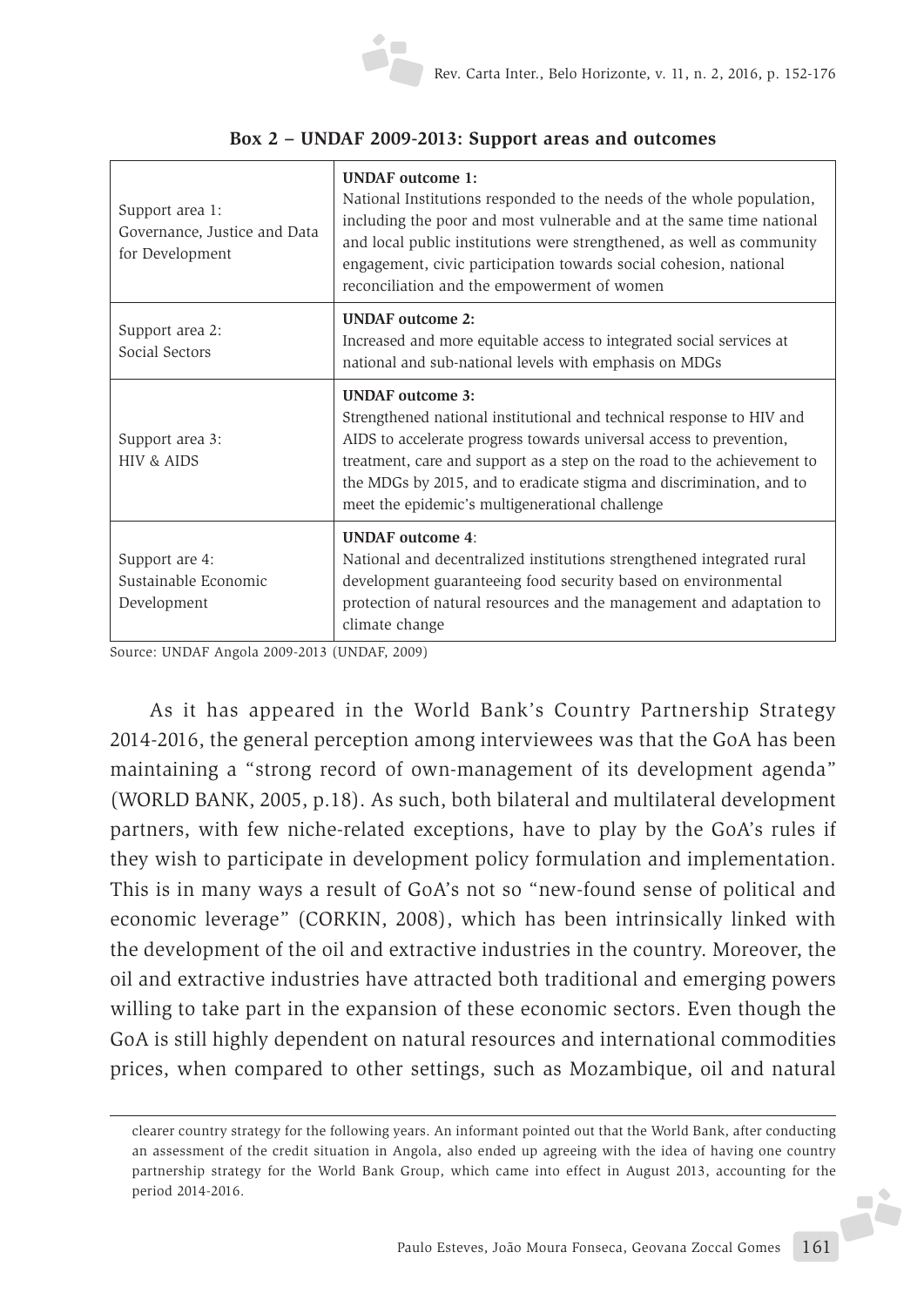**Box 2 – UNDAF 2009-2013: Support areas and outcomes**

| Support area | UNDAF outcome |
|---|---|
| Support area 1: Governance, Justice and Data for Development | **UNDAF outcome 1:** National Institutions responded to the needs of the whole population, including the poor and most vulnerable and at the same time national and local public institutions were strengthened, as well as community engagement, civic participation towards social cohesion, national reconciliation and the empowerment of women |
| Support area 2: Social Sectors | **UNDAF outcome 2:** Increased and more equitable access to integrated social services at national and sub-national levels with emphasis on MDGs |
| Support area 3: HIV & AIDS | **UNDAF outcome 3:** Strengthened national institutional and technical response to HIV and AIDS to accelerate progress towards universal access to prevention, treatment, care and support as a step on the road to the achievement to the MDGs by 2015, and to eradicate stigma and discrimination, and to meet the epidemic's multigenerational challenge |
| Support are 4: Sustainable Economic Development | **UNDAF outcome 4**: National and decentralized institutions strengthened integrated rural development guaranteeing food security based on environmental protection of natural resources and the management and adaptation to climate change |

Source: UNDAF Angola 2009-2013 (UNDAF, 2009)

As it has appeared in the World Bank's Country Partnership Strategy 2014-2016, the general perception among interviewees was that the GoA has been maintaining a "strong record of own-management of its development agenda" (WORLD BANK, 2005, p.18). As such, both bilateral and multilateral development partners, with few niche-related exceptions, have to play by the GoA's rules if they wish to participate in development policy formulation and implementation. This is in many ways a result of GoA's not so "new-found sense of political and economic leverage" (CORKIN, 2008), which has been intrinsically linked with the development of the oil and extractive industries in the country. Moreover, the oil and extractive industries have attracted both traditional and emerging powers willing to take part in the expansion of these economic sectors. Even though the GoA is still highly dependent on natural resources and international commodities prices, when compared to other settings, such as Mozambique, oil and natural

---

clearer country strategy for the following years. An informant pointed out that the World Bank, after conducting an assessment of the credit situation in Angola, also ended up agreeing with the idea of having one country partnership strategy for the World Bank Group, which came into effect in August 2013, accounting for the period 2014-2016.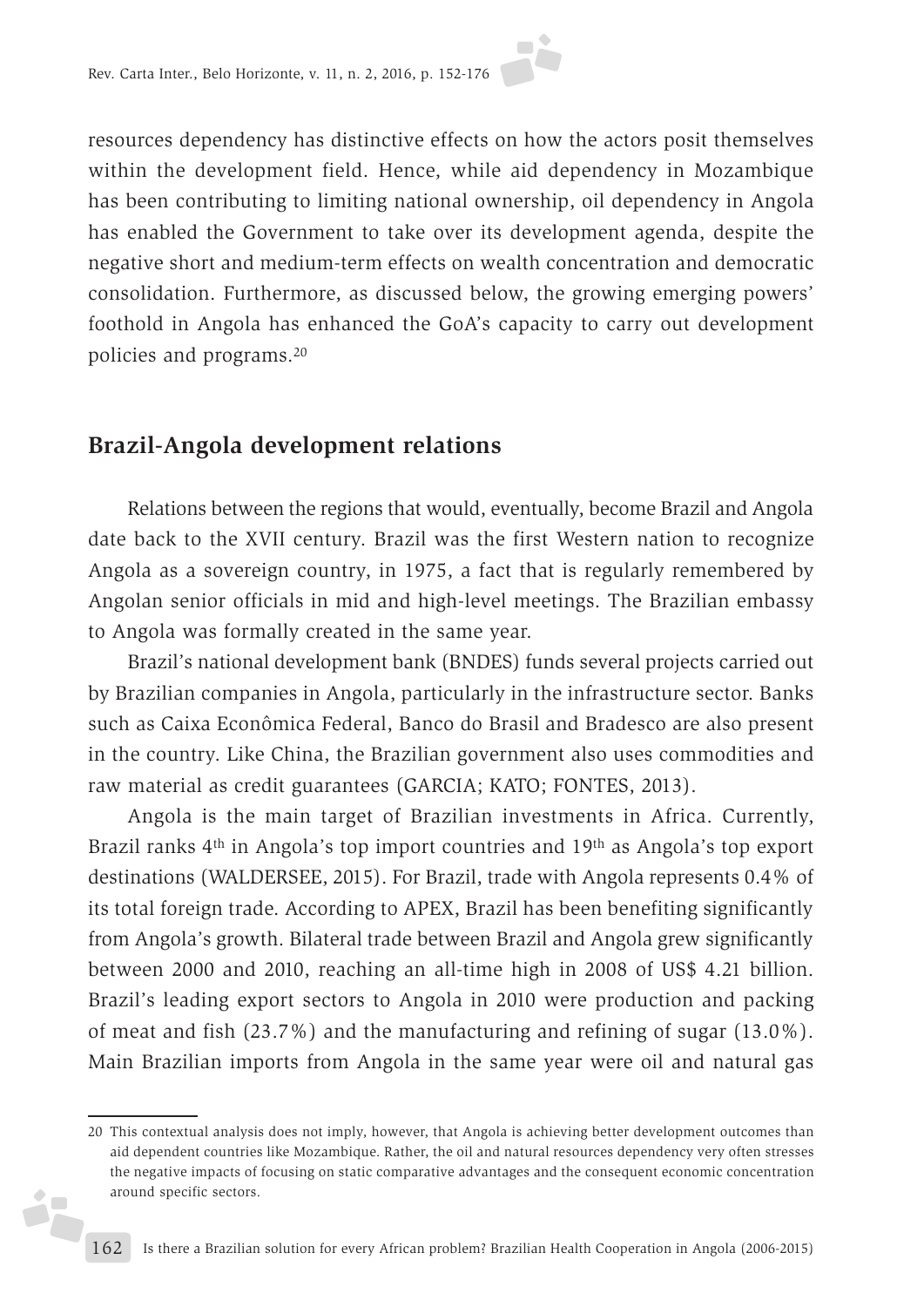resources dependency has distinctive effects on how the actors posit themselves within the development field. Hence, while aid dependency in Mozambique has been contributing to limiting national ownership, oil dependency in Angola has enabled the Government to take over its development agenda, despite the negative short and medium-term effects on wealth concentration and democratic consolidation. Furthermore, as discussed below, the growing emerging powers' foothold in Angola has enhanced the GoA's capacity to carry out development policies and programs.[20]

## Brazil-Angola development relations

Relations between the regions that would, eventually, become Brazil and Angola date back to the XVII century. Brazil was the first Western nation to recognize Angola as a sovereign country, in 1975, a fact that is regularly remembered by Angolan senior officials in mid and high-level meetings. The Brazilian embassy to Angola was formally created in the same year.

Brazil's national development bank (BNDES) funds several projects carried out by Brazilian companies in Angola, particularly in the infrastructure sector. Banks such as Caixa Econômica Federal, Banco do Brasil and Bradesco are also present in the country. Like China, the Brazilian government also uses commodities and raw material as credit guarantees (GARCIA; KATO; FONTES, 2013).

Angola is the main target of Brazilian investments in Africa. Currently, Brazil ranks 4th in Angola's top import countries and 19th as Angola's top export destinations (WALDERSEE, 2015). For Brazil, trade with Angola represents 0.4% of its total foreign trade. According to APEX, Brazil has been benefiting significantly from Angola's growth. Bilateral trade between Brazil and Angola grew significantly between 2000 and 2010, reaching an all-time high in 2008 of US$ 4.21 billion. Brazil's leading export sectors to Angola in 2010 were production and packing of meat and fish (23.7%) and the manufacturing and refining of sugar (13.0%). Main Brazilian imports from Angola in the same year were oil and natural gas

[20] This contextual analysis does not imply, however, that Angola is achieving better development outcomes than aid dependent countries like Mozambique. Rather, the oil and natural resources dependency very often stresses the negative impacts of focusing on static comparative advantages and the consequent economic concentration around specific sectors.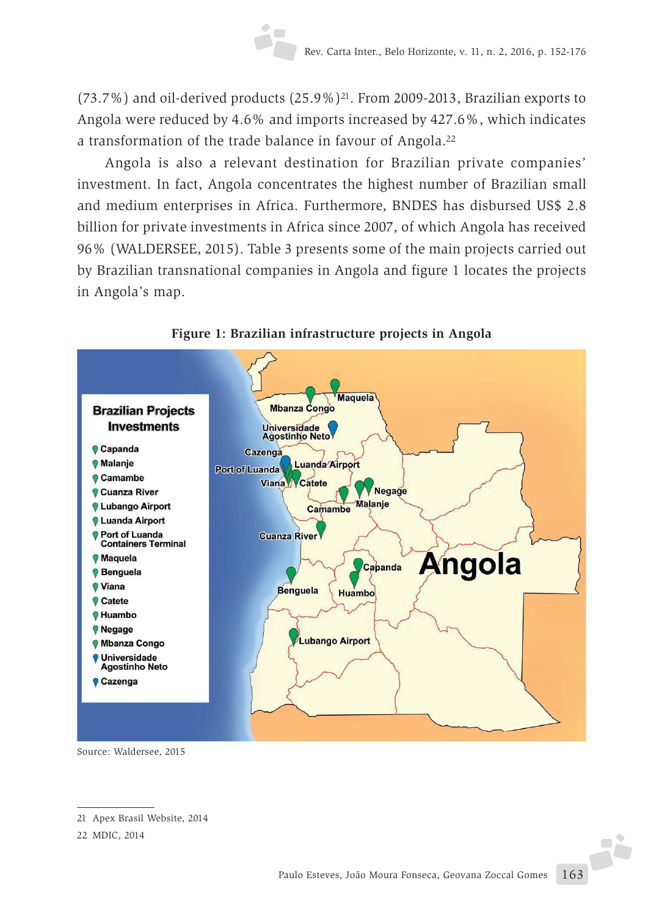(73.7%) and oil-derived products (25.9%)[21]. From 2009-2013, Brazilian exports to Angola were reduced by 4.6% and imports increased by 427.6%, which indicates a transformation of the trade balance in favour of Angola.[22]

Angola is also a relevant destination for Brazilian private companies' investment. In fact, Angola concentrates the highest number of Brazilian small and medium enterprises in Africa. Furthermore, BNDES has disbursed US$ 2.8 billion for private investments in Africa since 2007, of which Angola has received 96% (WALDERSEE, 2015). Table 3 presents some of the main projects carried out by Brazilian transnational companies in Angola and figure 1 locates the projects in Angola's map.

**Figure 1: Brazilian infrastructure projects in Angola**

Source: Waldersee, 2015

21 Apex Brasil Website, 2014

22 MDIC, 2014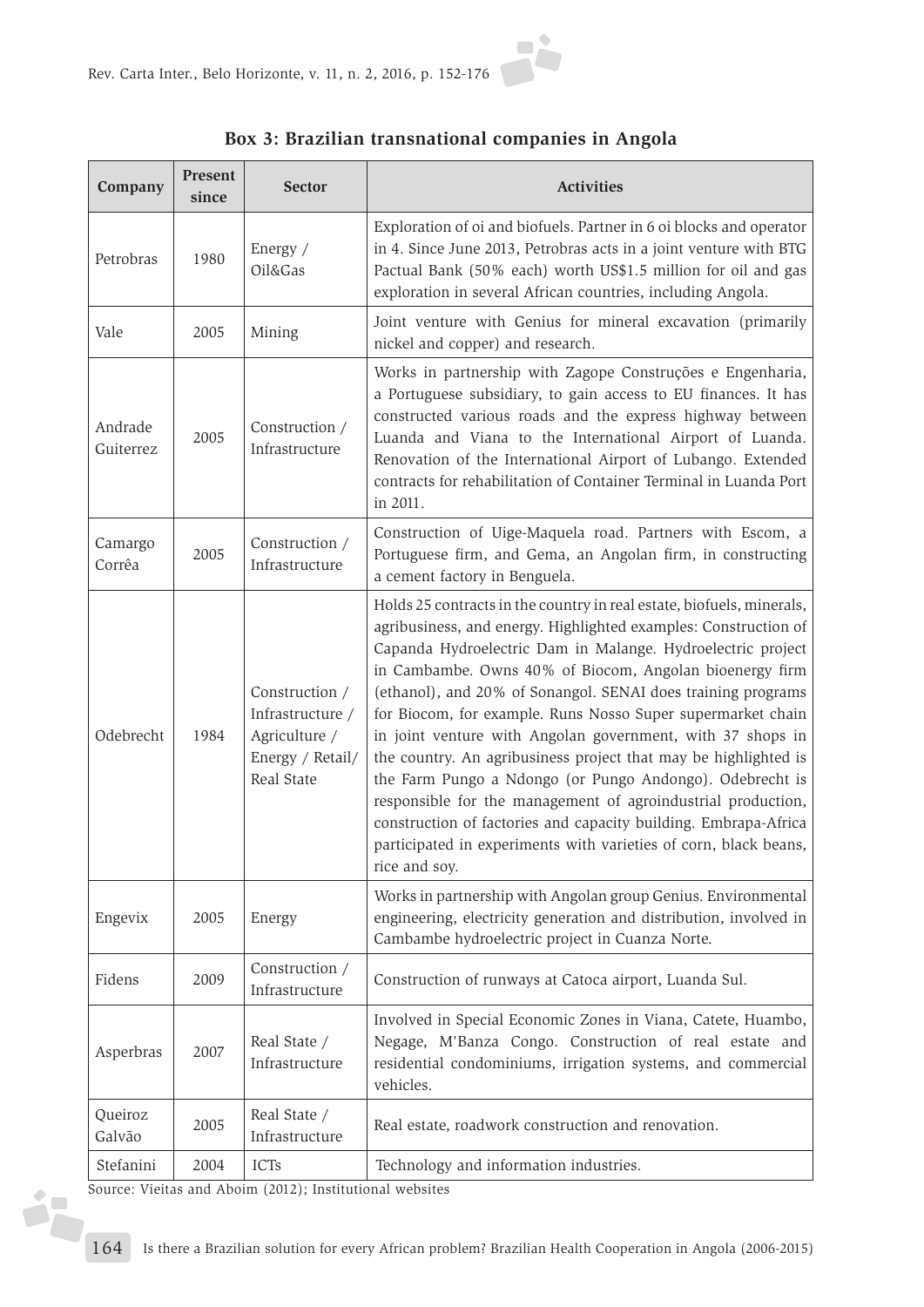**Box 3: Brazilian transnational companies in Angola**

| Company | Present since | Sector | Activities |
|---|---|---|---|
| Petrobras | 1980 | Energy / Oil&Gas | Exploration of oi and biofuels. Partner in 6 oi blocks and operator in 4. Since June 2013, Petrobras acts in a joint venture with BTG Pactual Bank (50% each) worth US$1.5 million for oil and gas exploration in several African countries, including Angola. |
| Vale | 2005 | Mining | Joint venture with Genius for mineral excavation (primarily nickel and copper) and research. |
| Andrade Guiterrez | 2005 | Construction / Infrastructure | Works in partnership with Zagope Construções e Engenharia, a Portuguese subsidiary, to gain access to EU finances. It has constructed various roads and the express highway between Luanda and Viana to the International Airport of Luanda. Renovation of the International Airport of Lubango. Extended contracts for rehabilitation of Container Terminal in Luanda Port in 2011. |
| Camargo Corrêa | 2005 | Construction / Infrastructure | Construction of Uige-Maquela road. Partners with Escom, a Portuguese firm, and Gema, an Angolan firm, in constructing a cement factory in Benguela. |
| Odebrecht | 1984 | Construction / Infrastructure / Agriculture / Energy / Retail/ Real State | Holds 25 contracts in the country in real estate, biofuels, minerals, agribusiness, and energy. Highlighted examples: Construction of Capanda Hydroelectric Dam in Malange. Hydroelectric project in Cambambe. Owns 40% of Biocom, Angolan bioenergy firm (ethanol), and 20% of Sonangol. SENAI does training programs for Biocom, for example. Runs Nosso Super supermarket chain in joint venture with Angolan government, with 37 shops in the country. An agribusiness project that may be highlighted is the Farm Pungo a Ndongo (or Pungo Andongo). Odebrecht is responsible for the management of agroindustrial production, construction of factories and capacity building. Embrapa-Africa participated in experiments with varieties of corn, black beans, rice and soy. |
| Engevix | 2005 | Energy | Works in partnership with Angolan group Genius. Environmental engineering, electricity generation and distribution, involved in Cambambe hydroelectric project in Cuanza Norte. |
| Fidens | 2009 | Construction / Infrastructure | Construction of runways at Catoca airport, Luanda Sul. |
| Asperbras | 2007 | Real State / Infrastructure | Involved in Special Economic Zones in Viana, Catete, Huambo, Negage, M'Banza Congo. Construction of real estate and residential condominiums, irrigation systems, and commercial vehicles. |
| Queiroz Galvão | 2005 | Real State / Infrastructure | Real estate, roadwork construction and renovation. |
| Stefanini | 2004 | ICTs | Technology and information industries. |

Source: Vieitas and Aboim (2012); Institutional websites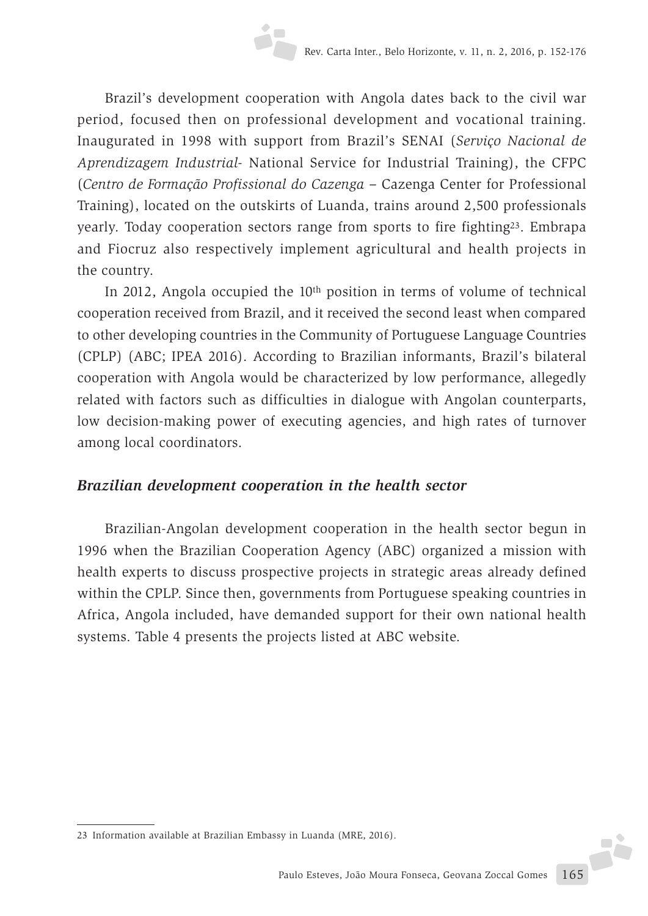Brazil's development cooperation with Angola dates back to the civil war period, focused then on professional development and vocational training. Inaugurated in 1998 with support from Brazil's SENAI (*Serviço Nacional de Aprendizagem Industrial-* National Service for Industrial Training), the CFPC (*Centro de Formação Profissional do Cazenga* – Cazenga Center for Professional Training), located on the outskirts of Luanda, trains around 2,500 professionals yearly. Today cooperation sectors range from sports to fire fighting[23]. Embrapa and Fiocruz also respectively implement agricultural and health projects in the country.

In 2012, Angola occupied the 10th position in terms of volume of technical cooperation received from Brazil, and it received the second least when compared to other developing countries in the Community of Portuguese Language Countries (CPLP) (ABC; IPEA 2016). According to Brazilian informants, Brazil's bilateral cooperation with Angola would be characterized by low performance, allegedly related with factors such as difficulties in dialogue with Angolan counterparts, low decision-making power of executing agencies, and high rates of turnover among local coordinators.

### *Brazilian development cooperation in the health sector*

Brazilian-Angolan development cooperation in the health sector begun in 1996 when the Brazilian Cooperation Agency (ABC) organized a mission with health experts to discuss prospective projects in strategic areas already defined within the CPLP. Since then, governments from Portuguese speaking countries in Africa, Angola included, have demanded support for their own national health systems. Table 4 presents the projects listed at ABC website.

---

23 Information available at Brazilian Embassy in Luanda (MRE, 2016).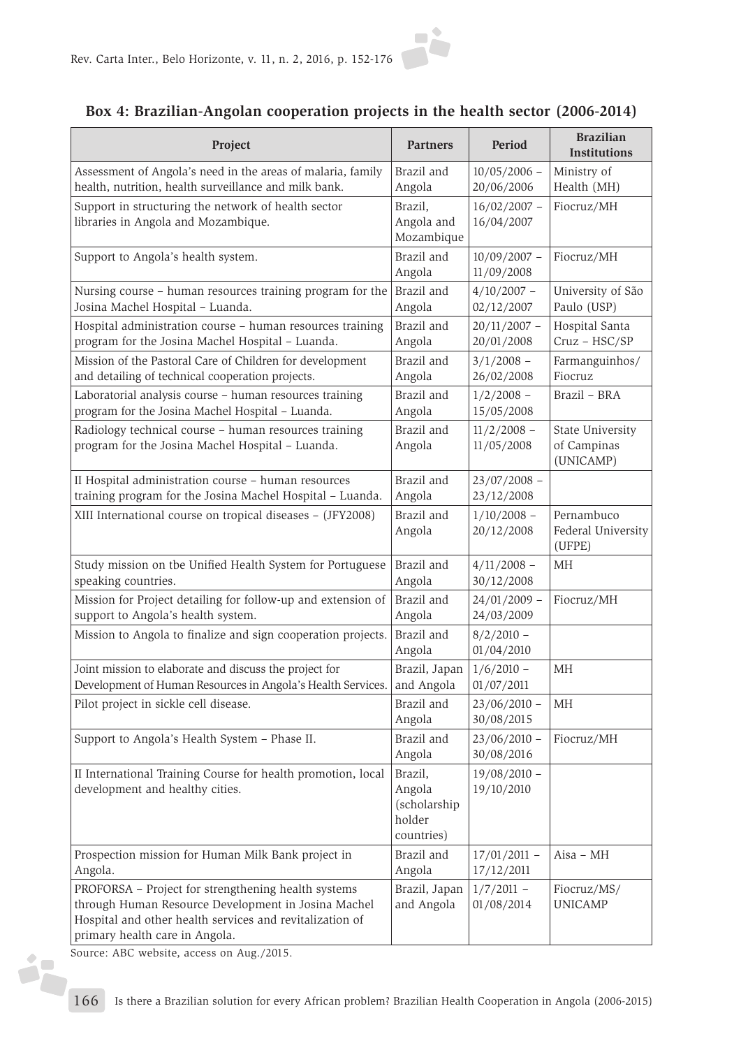**Box 4: Brazilian-Angolan cooperation projects in the health sector (2006-2014)**

| Project | Partners | Period | Brazilian Institutions |
|---|---|---|---|
| Assessment of Angola's need in the areas of malaria, family health, nutrition, health surveillance and milk bank. | Brazil and Angola | 10/05/2006 – 20/06/2006 | Ministry of Health (MH) |
| Support in structuring the network of health sector libraries in Angola and Mozambique. | Brazil, Angola and Mozambique | 16/02/2007 – 16/04/2007 | Fiocruz/MH |
| Support to Angola's health system. | Brazil and Angola | 10/09/2007 – 11/09/2008 | Fiocruz/MH |
| Nursing course – human resources training program for the Josina Machel Hospital – Luanda. | Brazil and Angola | 4/10/2007 – 02/12/2007 | University of São Paulo (USP) |
| Hospital administration course – human resources training program for the Josina Machel Hospital – Luanda. | Brazil and Angola | 20/11/2007 – 20/01/2008 | Hospital Santa Cruz – HSC/SP |
| Mission of the Pastoral Care of Children for development and detailing of technical cooperation projects. | Brazil and Angola | 3/1/2008 – 26/02/2008 | Farmanguinhos/ Fiocruz |
| Laboratorial analysis course – human resources training program for the Josina Machel Hospital – Luanda. | Brazil and Angola | 1/2/2008 – 15/05/2008 | Brazil – BRA |
| Radiology technical course – human resources training program for the Josina Machel Hospital – Luanda. | Brazil and Angola | 11/2/2008 – 11/05/2008 | State University of Campinas (UNICAMP) |
| II Hospital administration course – human resources training program for the Josina Machel Hospital – Luanda. | Brazil and Angola | 23/07/2008 – 23/12/2008 | |
| XIII International course on tropical diseases – (JFY2008) | Brazil and Angola | 1/10/2008 – 20/12/2008 | Pernambuco Federal University (UFPE) |
| Study mission on tbe Unified Health System for Portuguese speaking countries. | Brazil and Angola | 4/11/2008 – 30/12/2008 | MH |
| Mission for Project detailing for follow-up and extension of support to Angola's health system. | Brazil and Angola | 24/01/2009 – 24/03/2009 | Fiocruz/MH |
| Mission to Angola to finalize and sign cooperation projects. | Brazil and Angola | 8/2/2010 – 01/04/2010 | |
| Joint mission to elaborate and discuss the project for Development of Human Resources in Angola's Health Services. | Brazil, Japan and Angola | 1/6/2010 – 01/07/2011 | MH |
| Pilot project in sickle cell disease. | Brazil and Angola | 23/06/2010 – 30/08/2015 | MH |
| Support to Angola's Health System – Phase II. | Brazil and Angola | 23/06/2010 – 30/08/2016 | Fiocruz/MH |
| II International Training Course for health promotion, local development and healthy cities. | Brazil, Angola (scholarship holder countries) | 19/08/2010 – 19/10/2010 | |
| Prospection mission for Human Milk Bank project in Angola. | Brazil and Angola | 17/01/2011 – 17/12/2011 | Aisa – MH |
| PROFORSA – Project for strengthening health systems through Human Resource Development in Josina Machel Hospital and other health services and revitalization of primary health care in Angola. | Brazil, Japan and Angola | 1/7/2011 – 01/08/2014 | Fiocruz/MS/ UNICAMP |

Source: ABC website, access on Aug./2015.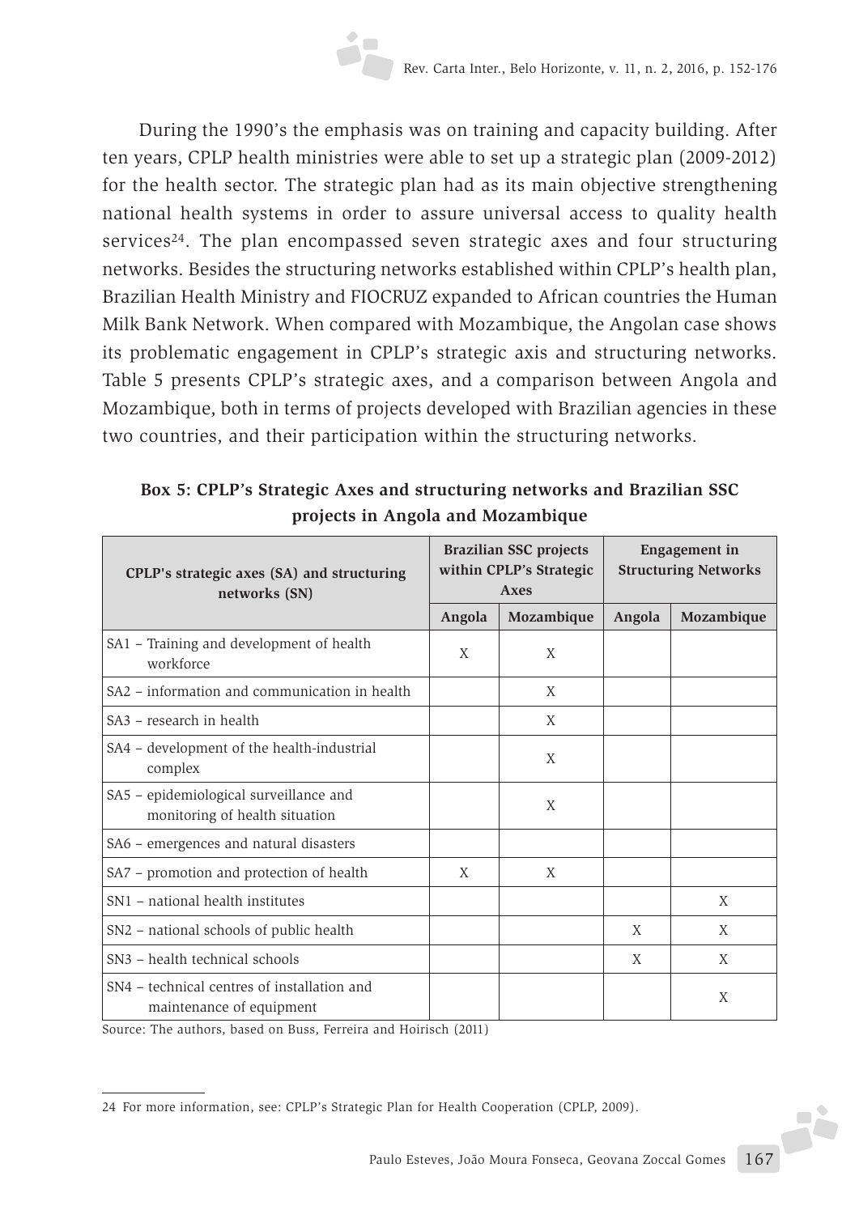During the 1990's the emphasis was on training and capacity building. After ten years, CPLP health ministries were able to set up a strategic plan (2009-2012) for the health sector. The strategic plan had as its main objective strengthening national health systems in order to assure universal access to quality health services[24]. The plan encompassed seven strategic axes and four structuring networks. Besides the structuring networks established within CPLP's health plan, Brazilian Health Ministry and FIOCRUZ expanded to African countries the Human Milk Bank Network. When compared with Mozambique, the Angolan case shows its problematic engagement in CPLP's strategic axis and structuring networks. Table 5 presents CPLP's strategic axes, and a comparison between Angola and Mozambique, both in terms of projects developed with Brazilian agencies in these two countries, and their participation within the structuring networks.

**Box 5: CPLP's Strategic Axes and structuring networks and Brazilian SSC projects in Angola and Mozambique**

| CPLP's strategic axes (SA) and structuring networks (SN) | Brazilian SSC projects within CPLP's Strategic Axes | | Engagement in Structuring Networks | |
|---|---|---|---|---|
| | Angola | Mozambique | Angola | Mozambique |
| SA1 – Training and development of health workforce | X | X | | |
| SA2 – information and communication in health | | X | | |
| SA3 – research in health | | X | | |
| SA4 – development of the health-industrial complex | | X | | |
| SA5 – epidemiological surveillance and monitoring of health situation | | X | | |
| SA6 – emergences and natural disasters | | | | |
| SA7 – promotion and protection of health | X | X | | |
| SN1 – national health institutes | | | | X |
| SN2 – national schools of public health | | | X | X |
| SN3 – health technical schools | | | X | X |
| SN4 – technical centres of installation and maintenance of equipment | | | | X |

Source: The authors, based on Buss, Ferreira and Hoirisch (2011)

---

24 For more information, see: CPLP's Strategic Plan for Health Cooperation (CPLP, 2009).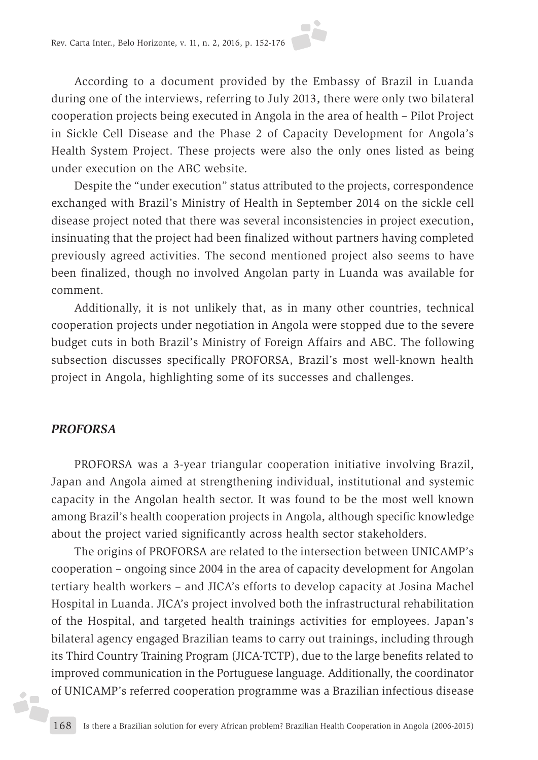According to a document provided by the Embassy of Brazil in Luanda during one of the interviews, referring to July 2013, there were only two bilateral cooperation projects being executed in Angola in the area of health – Pilot Project in Sickle Cell Disease and the Phase 2 of Capacity Development for Angola's Health System Project. These projects were also the only ones listed as being under execution on the ABC website.

Despite the "under execution" status attributed to the projects, correspondence exchanged with Brazil's Ministry of Health in September 2014 on the sickle cell disease project noted that there was several inconsistencies in project execution, insinuating that the project had been finalized without partners having completed previously agreed activities. The second mentioned project also seems to have been finalized, though no involved Angolan party in Luanda was available for comment.

Additionally, it is not unlikely that, as in many other countries, technical cooperation projects under negotiation in Angola were stopped due to the severe budget cuts in both Brazil's Ministry of Foreign Affairs and ABC. The following subsection discusses specifically PROFORSA, Brazil's most well-known health project in Angola, highlighting some of its successes and challenges.

### *PROFORSA*

PROFORSA was a 3-year triangular cooperation initiative involving Brazil, Japan and Angola aimed at strengthening individual, institutional and systemic capacity in the Angolan health sector. It was found to be the most well known among Brazil's health cooperation projects in Angola, although specific knowledge about the project varied significantly across health sector stakeholders.

The origins of PROFORSA are related to the intersection between UNICAMP's cooperation – ongoing since 2004 in the area of capacity development for Angolan tertiary health workers – and JICA's efforts to develop capacity at Josina Machel Hospital in Luanda. JICA's project involved both the infrastructural rehabilitation of the Hospital, and targeted health trainings activities for employees. Japan's bilateral agency engaged Brazilian teams to carry out trainings, including through its Third Country Training Program (JICA-TCTP), due to the large benefits related to improved communication in the Portuguese language. Additionally, the coordinator of UNICAMP's referred cooperation programme was a Brazilian infectious disease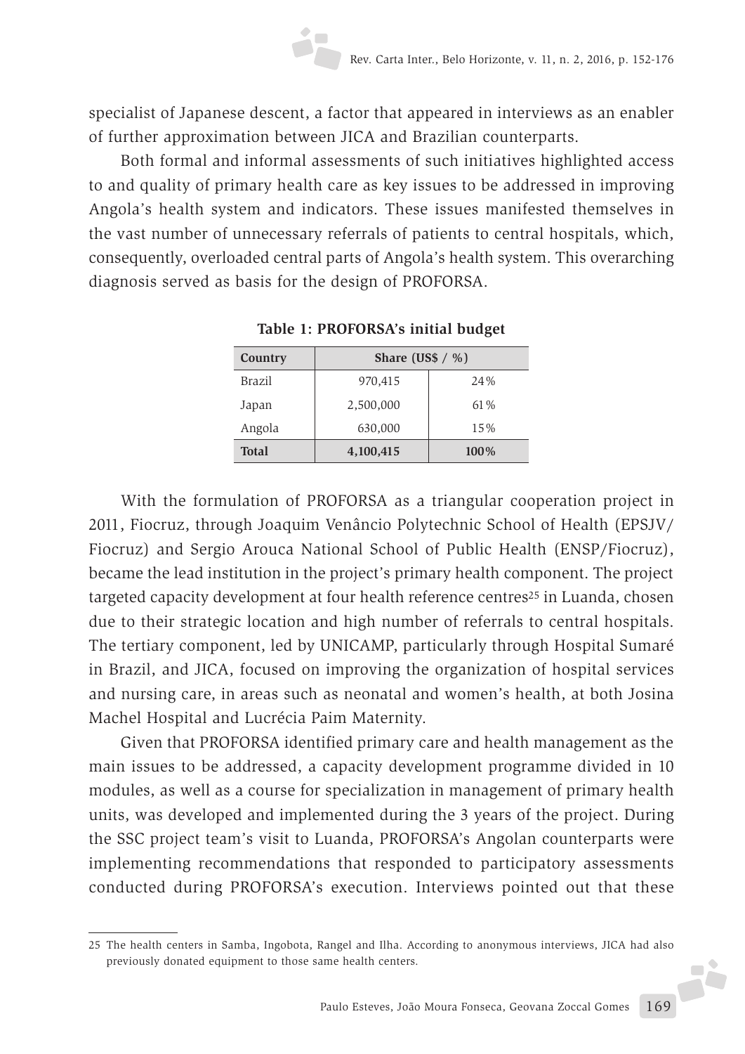specialist of Japanese descent, a factor that appeared in interviews as an enabler of further approximation between JICA and Brazilian counterparts.

Both formal and informal assessments of such initiatives highlighted access to and quality of primary health care as key issues to be addressed in improving Angola's health system and indicators. These issues manifested themselves in the vast number of unnecessary referrals of patients to central hospitals, which, consequently, overloaded central parts of Angola's health system. This overarching diagnosis served as basis for the design of PROFORSA.

**Table 1: PROFORSA's initial budget**

| Country | Share (US$ / %) | |
|---|---|---|
| Brazil | 970,415 | 24% |
| Japan | 2,500,000 | 61% |
| Angola | 630,000 | 15% |
| **Total** | **4,100,415** | **100%** |

With the formulation of PROFORSA as a triangular cooperation project in 2011, Fiocruz, through Joaquim Venâncio Polytechnic School of Health (EPSJV/ Fiocruz) and Sergio Arouca National School of Public Health (ENSP/Fiocruz), became the lead institution in the project's primary health component. The project targeted capacity development at four health reference centres[25] in Luanda, chosen due to their strategic location and high number of referrals to central hospitals. The tertiary component, led by UNICAMP, particularly through Hospital Sumaré in Brazil, and JICA, focused on improving the organization of hospital services and nursing care, in areas such as neonatal and women's health, at both Josina Machel Hospital and Lucrécia Paim Maternity.

Given that PROFORSA identified primary care and health management as the main issues to be addressed, a capacity development programme divided in 10 modules, as well as a course for specialization in management of primary health units, was developed and implemented during the 3 years of the project. During the SSC project team's visit to Luanda, PROFORSA's Angolan counterparts were implementing recommendations that responded to participatory assessments conducted during PROFORSA's execution. Interviews pointed out that these

25 The health centers in Samba, Ingobota, Rangel and Ilha. According to anonymous interviews, JICA had also previously donated equipment to those same health centers.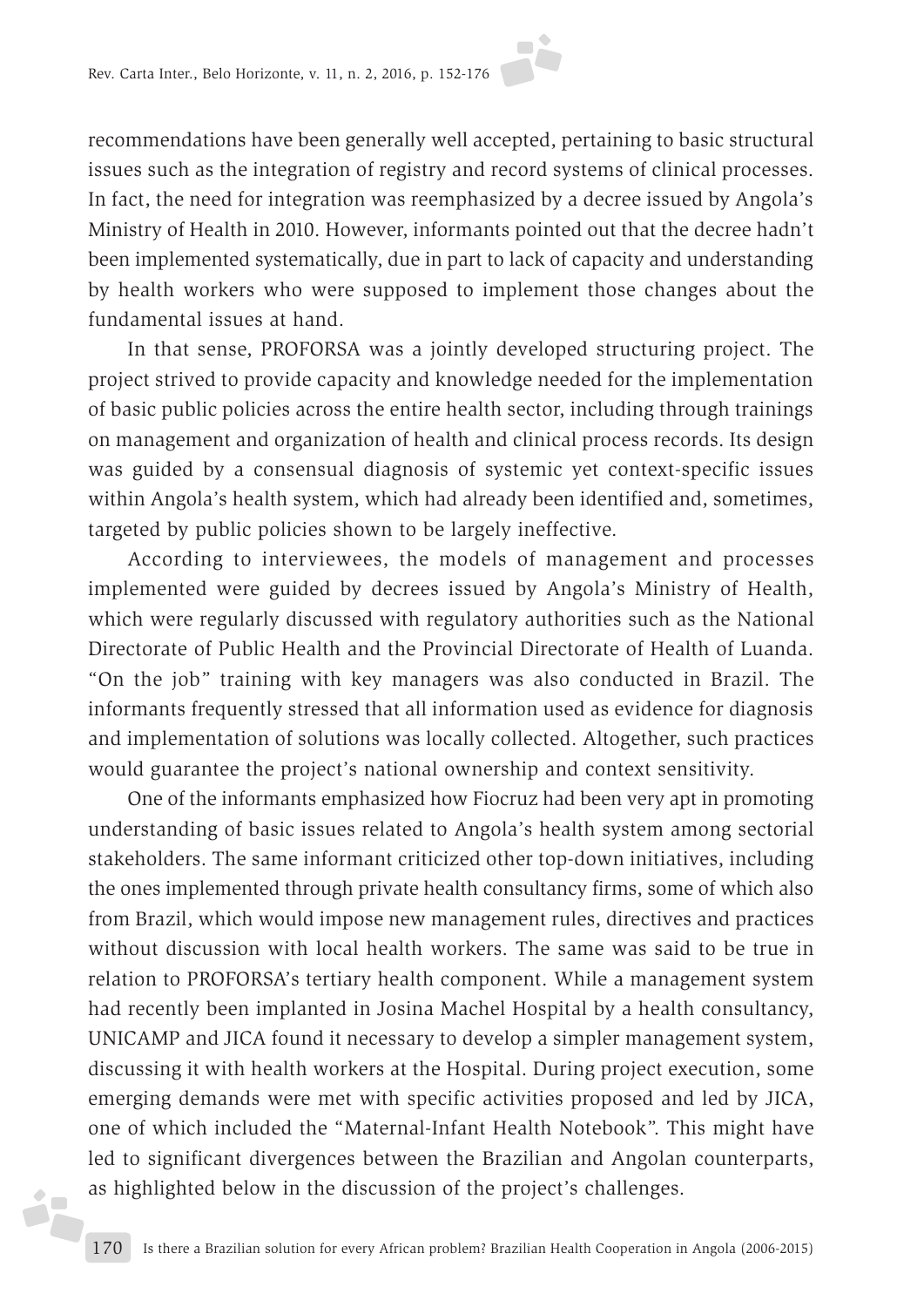recommendations have been generally well accepted, pertaining to basic structural issues such as the integration of registry and record systems of clinical processes. In fact, the need for integration was reemphasized by a decree issued by Angola's Ministry of Health in 2010. However, informants pointed out that the decree hadn't been implemented systematically, due in part to lack of capacity and understanding by health workers who were supposed to implement those changes about the fundamental issues at hand.

In that sense, PROFORSA was a jointly developed structuring project. The project strived to provide capacity and knowledge needed for the implementation of basic public policies across the entire health sector, including through trainings on management and organization of health and clinical process records. Its design was guided by a consensual diagnosis of systemic yet context-specific issues within Angola's health system, which had already been identified and, sometimes, targeted by public policies shown to be largely ineffective.

According to interviewees, the models of management and processes implemented were guided by decrees issued by Angola's Ministry of Health, which were regularly discussed with regulatory authorities such as the National Directorate of Public Health and the Provincial Directorate of Health of Luanda. "On the job" training with key managers was also conducted in Brazil. The informants frequently stressed that all information used as evidence for diagnosis and implementation of solutions was locally collected. Altogether, such practices would guarantee the project's national ownership and context sensitivity.

One of the informants emphasized how Fiocruz had been very apt in promoting understanding of basic issues related to Angola's health system among sectorial stakeholders. The same informant criticized other top-down initiatives, including the ones implemented through private health consultancy firms, some of which also from Brazil, which would impose new management rules, directives and practices without discussion with local health workers. The same was said to be true in relation to PROFORSA's tertiary health component. While a management system had recently been implanted in Josina Machel Hospital by a health consultancy, UNICAMP and JICA found it necessary to develop a simpler management system, discussing it with health workers at the Hospital. During project execution, some emerging demands were met with specific activities proposed and led by JICA, one of which included the "Maternal-Infant Health Notebook". This might have led to significant divergences between the Brazilian and Angolan counterparts, as highlighted below in the discussion of the project's challenges.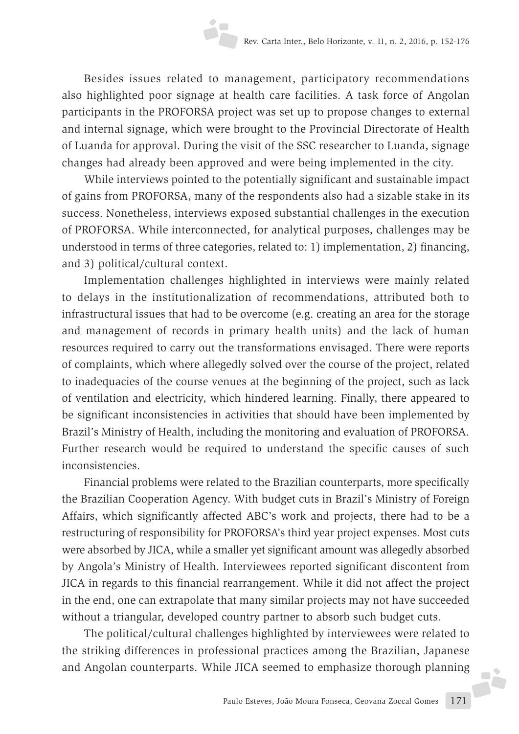Besides issues related to management, participatory recommendations also highlighted poor signage at health care facilities. A task force of Angolan participants in the PROFORSA project was set up to propose changes to external and internal signage, which were brought to the Provincial Directorate of Health of Luanda for approval. During the visit of the SSC researcher to Luanda, signage changes had already been approved and were being implemented in the city.

While interviews pointed to the potentially significant and sustainable impact of gains from PROFORSA, many of the respondents also had a sizable stake in its success. Nonetheless, interviews exposed substantial challenges in the execution of PROFORSA. While interconnected, for analytical purposes, challenges may be understood in terms of three categories, related to: 1) implementation, 2) financing, and 3) political/cultural context.

Implementation challenges highlighted in interviews were mainly related to delays in the institutionalization of recommendations, attributed both to infrastructural issues that had to be overcome (e.g. creating an area for the storage and management of records in primary health units) and the lack of human resources required to carry out the transformations envisaged. There were reports of complaints, which where allegedly solved over the course of the project, related to inadequacies of the course venues at the beginning of the project, such as lack of ventilation and electricity, which hindered learning. Finally, there appeared to be significant inconsistencies in activities that should have been implemented by Brazil's Ministry of Health, including the monitoring and evaluation of PROFORSA. Further research would be required to understand the specific causes of such inconsistencies.

Financial problems were related to the Brazilian counterparts, more specifically the Brazilian Cooperation Agency. With budget cuts in Brazil's Ministry of Foreign Affairs, which significantly affected ABC's work and projects, there had to be a restructuring of responsibility for PROFORSA's third year project expenses. Most cuts were absorbed by JICA, while a smaller yet significant amount was allegedly absorbed by Angola's Ministry of Health. Interviewees reported significant discontent from JICA in regards to this financial rearrangement. While it did not affect the project in the end, one can extrapolate that many similar projects may not have succeeded without a triangular, developed country partner to absorb such budget cuts.

The political/cultural challenges highlighted by interviewees were related to the striking differences in professional practices among the Brazilian, Japanese and Angolan counterparts. While JICA seemed to emphasize thorough planning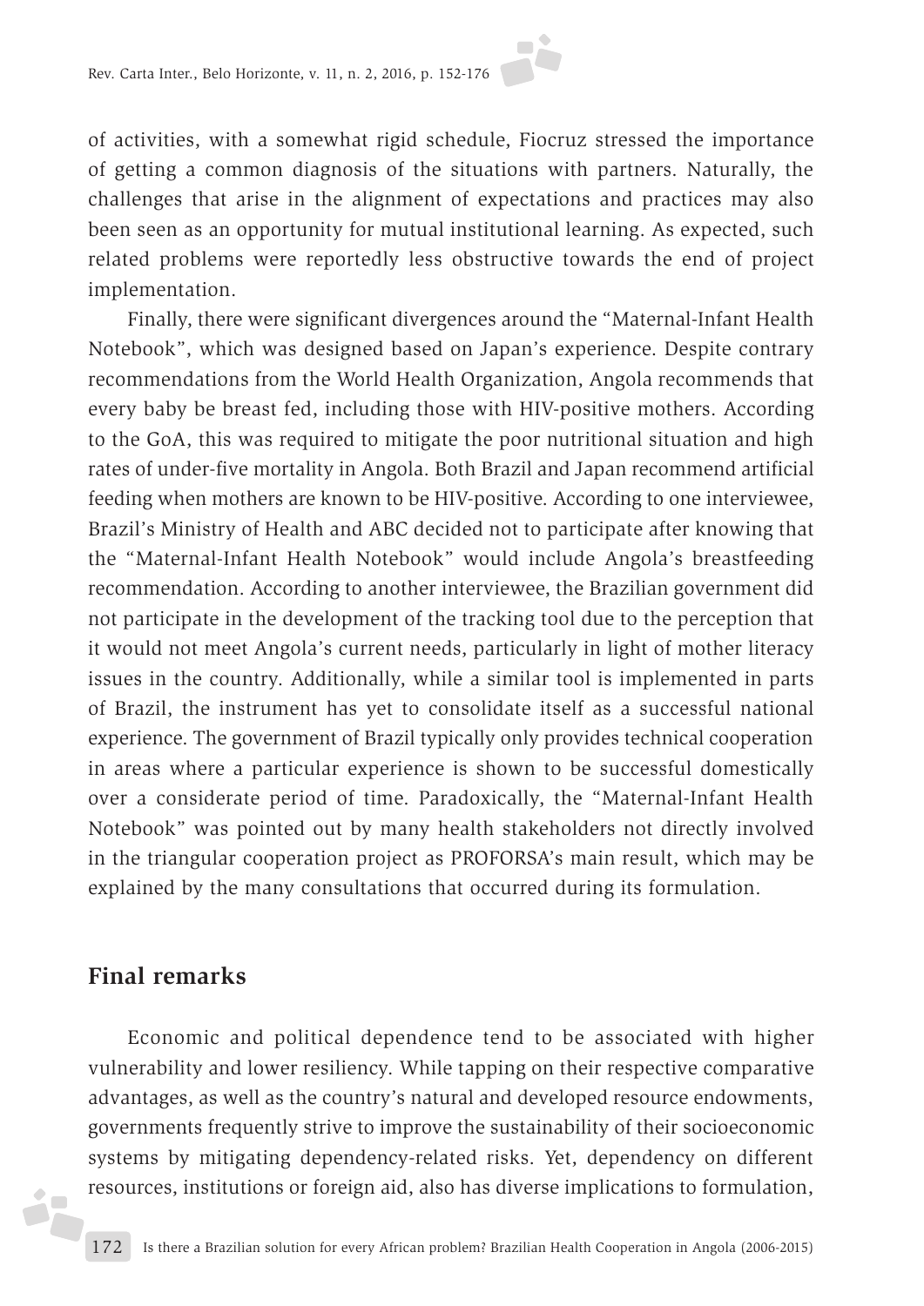of activities, with a somewhat rigid schedule, Fiocruz stressed the importance of getting a common diagnosis of the situations with partners. Naturally, the challenges that arise in the alignment of expectations and practices may also been seen as an opportunity for mutual institutional learning. As expected, such related problems were reportedly less obstructive towards the end of project implementation.

Finally, there were significant divergences around the "Maternal-Infant Health Notebook", which was designed based on Japan's experience. Despite contrary recommendations from the World Health Organization, Angola recommends that every baby be breast fed, including those with HIV-positive mothers. According to the GoA, this was required to mitigate the poor nutritional situation and high rates of under-five mortality in Angola. Both Brazil and Japan recommend artificial feeding when mothers are known to be HIV-positive. According to one interviewee, Brazil's Ministry of Health and ABC decided not to participate after knowing that the "Maternal-Infant Health Notebook" would include Angola's breastfeeding recommendation. According to another interviewee, the Brazilian government did not participate in the development of the tracking tool due to the perception that it would not meet Angola's current needs, particularly in light of mother literacy issues in the country. Additionally, while a similar tool is implemented in parts of Brazil, the instrument has yet to consolidate itself as a successful national experience. The government of Brazil typically only provides technical cooperation in areas where a particular experience is shown to be successful domestically over a considerate period of time. Paradoxically, the "Maternal-Infant Health Notebook" was pointed out by many health stakeholders not directly involved in the triangular cooperation project as PROFORSA's main result, which may be explained by the many consultations that occurred during its formulation.

## Final remarks

Economic and political dependence tend to be associated with higher vulnerability and lower resiliency. While tapping on their respective comparative advantages, as well as the country's natural and developed resource endowments, governments frequently strive to improve the sustainability of their socioeconomic systems by mitigating dependency-related risks. Yet, dependency on different resources, institutions or foreign aid, also has diverse implications to formulation,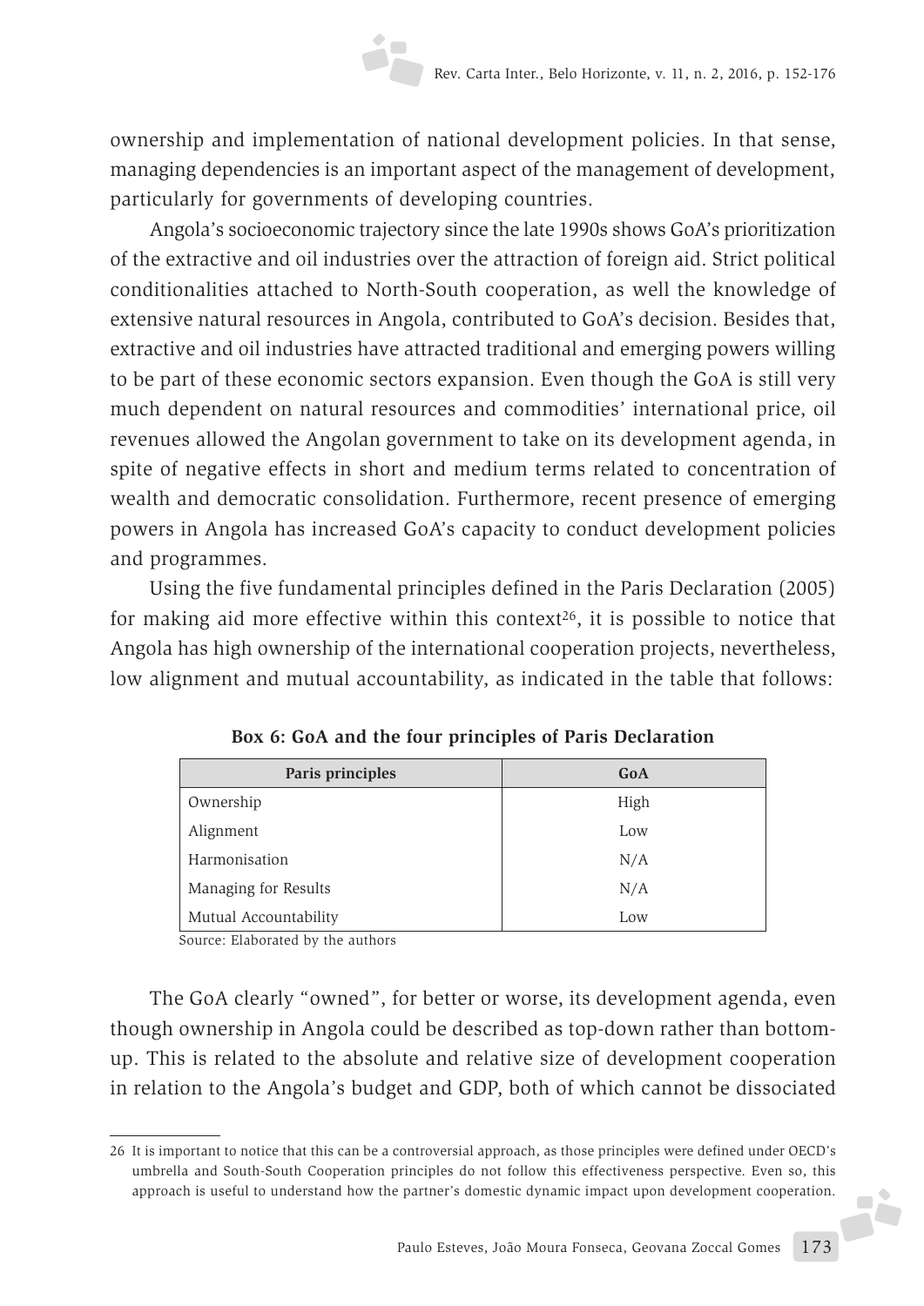ownership and implementation of national development policies. In that sense, managing dependencies is an important aspect of the management of development, particularly for governments of developing countries.

Angola's socioeconomic trajectory since the late 1990s shows GoA's prioritization of the extractive and oil industries over the attraction of foreign aid. Strict political conditionalities attached to North-South cooperation, as well the knowledge of extensive natural resources in Angola, contributed to GoA's decision. Besides that, extractive and oil industries have attracted traditional and emerging powers willing to be part of these economic sectors expansion. Even though the GoA is still very much dependent on natural resources and commodities' international price, oil revenues allowed the Angolan government to take on its development agenda, in spite of negative effects in short and medium terms related to concentration of wealth and democratic consolidation. Furthermore, recent presence of emerging powers in Angola has increased GoA's capacity to conduct development policies and programmes.

Using the five fundamental principles defined in the Paris Declaration (2005) for making aid more effective within this context[26], it is possible to notice that Angola has high ownership of the international cooperation projects, nevertheless, low alignment and mutual accountability, as indicated in the table that follows:

**Box 6: GoA and the four principles of Paris Declaration**

| Paris principles | GoA |
|---|---|
| Ownership | High |
| Alignment | Low |
| Harmonisation | N/A |
| Managing for Results | N/A |
| Mutual Accountability | Low |

Source: Elaborated by the authors

The GoA clearly "owned", for better or worse, its development agenda, even though ownership in Angola could be described as top-down rather than bottom-up. This is related to the absolute and relative size of development cooperation in relation to the Angola's budget and GDP, both of which cannot be dissociated

26 It is important to notice that this can be a controversial approach, as those principles were defined under OECD's umbrella and South-South Cooperation principles do not follow this effectiveness perspective. Even so, this approach is useful to understand how the partner's domestic dynamic impact upon development cooperation.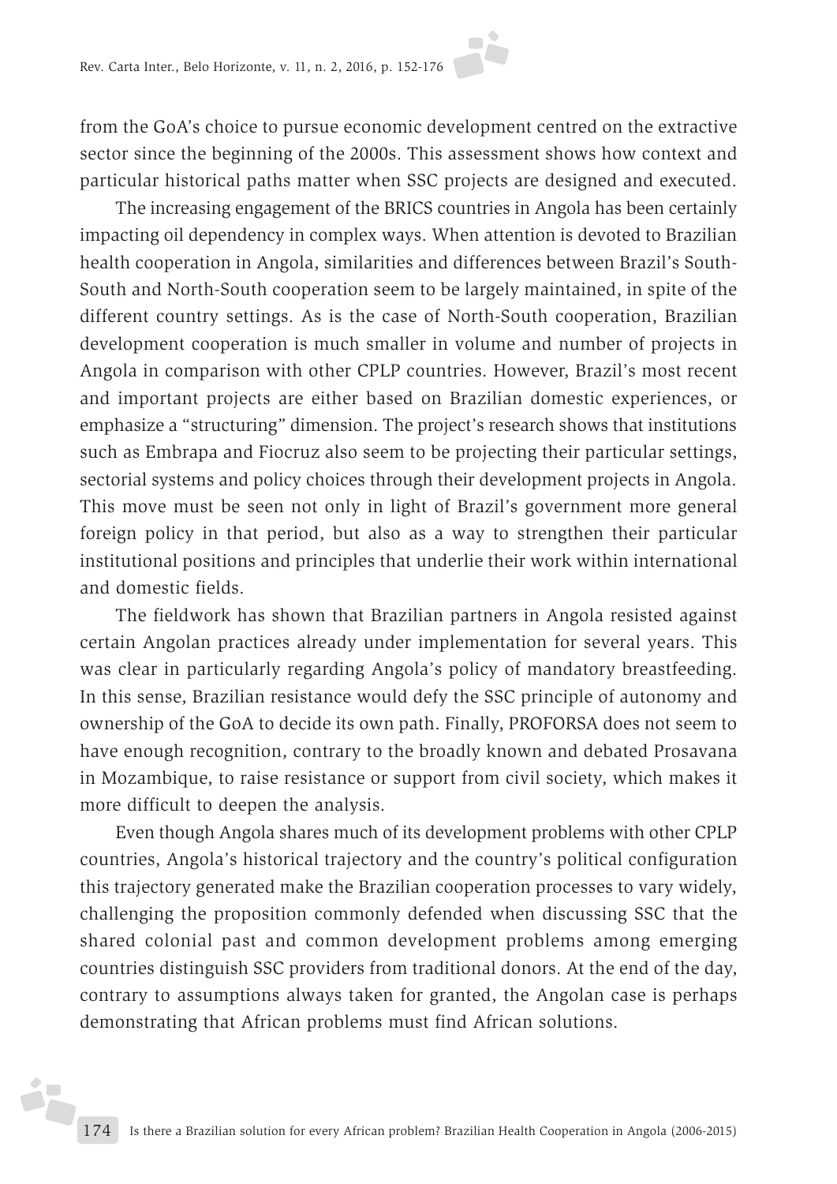from the GoA's choice to pursue economic development centred on the extractive sector since the beginning of the 2000s. This assessment shows how context and particular historical paths matter when SSC projects are designed and executed.

The increasing engagement of the BRICS countries in Angola has been certainly impacting oil dependency in complex ways. When attention is devoted to Brazilian health cooperation in Angola, similarities and differences between Brazil's South-South and North-South cooperation seem to be largely maintained, in spite of the different country settings. As is the case of North-South cooperation, Brazilian development cooperation is much smaller in volume and number of projects in Angola in comparison with other CPLP countries. However, Brazil's most recent and important projects are either based on Brazilian domestic experiences, or emphasize a "structuring" dimension. The project's research shows that institutions such as Embrapa and Fiocruz also seem to be projecting their particular settings, sectorial systems and policy choices through their development projects in Angola. This move must be seen not only in light of Brazil's government more general foreign policy in that period, but also as a way to strengthen their particular institutional positions and principles that underlie their work within international and domestic fields.

The fieldwork has shown that Brazilian partners in Angola resisted against certain Angolan practices already under implementation for several years. This was clear in particularly regarding Angola's policy of mandatory breastfeeding. In this sense, Brazilian resistance would defy the SSC principle of autonomy and ownership of the GoA to decide its own path. Finally, PROFORSA does not seem to have enough recognition, contrary to the broadly known and debated Prosavana in Mozambique, to raise resistance or support from civil society, which makes it more difficult to deepen the analysis.

Even though Angola shares much of its development problems with other CPLP countries, Angola's historical trajectory and the country's political configuration this trajectory generated make the Brazilian cooperation processes to vary widely, challenging the proposition commonly defended when discussing SSC that the shared colonial past and common development problems among emerging countries distinguish SSC providers from traditional donors. At the end of the day, contrary to assumptions always taken for granted, the Angolan case is perhaps demonstrating that African problems must find African solutions.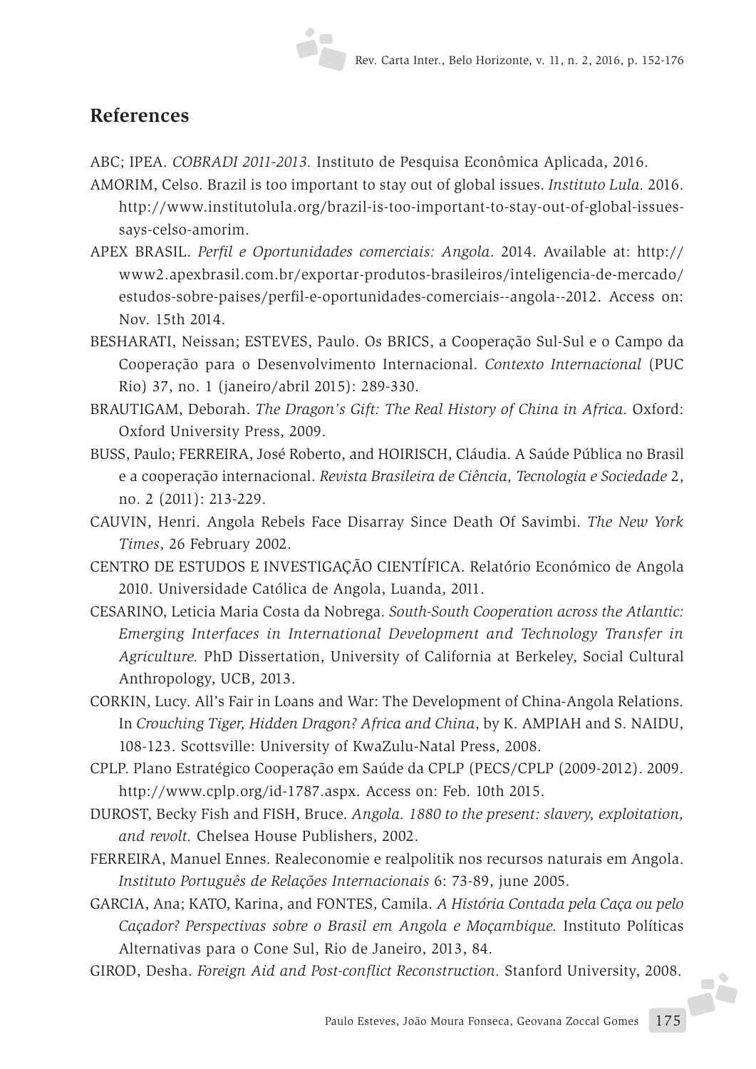## References

ABC; IPEA. *COBRADI 2011-2013.* Instituto de Pesquisa Econômica Aplicada, 2016.

AMORIM, Celso. Brazil is too important to stay out of global issues. *Instituto Lula.* 2016. http://www.institutolula.org/brazil-is-too-important-to-stay-out-of-global-issues-says-celso-amorim.

APEX BRASIL. *Perfil e Oportunidades comerciais: Angola*. 2014. Available at: http://www2.apexbrasil.com.br/exportar-produtos-brasileiros/inteligencia-de-mercado/estudos-sobre-paises/perfil-e-oportunidades-comerciais--angola--2012. Access on: Nov. 15th 2014.

BESHARATI, Neissan; ESTEVES, Paulo. Os BRICS, a Cooperação Sul-Sul e o Campo da Cooperação para o Desenvolvimento Internacional. *Contexto Internacional* (PUC Rio) 37, no. 1 (janeiro/abril 2015): 289-330.

BRAUTIGAM, Deborah. *The Dragon's Gift: The Real History of China in Africa.* Oxford: Oxford University Press, 2009.

BUSS, Paulo; FERREIRA, José Roberto, and HOIRISCH, Cláudia. A Saúde Pública no Brasil e a cooperação internacional. *Revista Brasileira de Ciência, Tecnologia e Sociedade* 2, no. 2 (2011): 213-229.

CAUVIN, Henri. Angola Rebels Face Disarray Since Death Of Savimbi. *The New York Times*, 26 February 2002.

CENTRO DE ESTUDOS E INVESTIGAÇÃO CIENTÍFICA. Relatório Económico de Angola 2010. Universidade Católica de Angola, Luanda, 2011.

CESARINO, Leticia Maria Costa da Nobrega. *South-South Cooperation across the Atlantic: Emerging Interfaces in International Development and Technology Transfer in Agriculture.* PhD Dissertation, University of California at Berkeley, Social Cultural Anthropology, UCB, 2013.

CORKIN, Lucy. All's Fair in Loans and War: The Development of China-Angola Relations. In *Crouching Tiger, Hidden Dragon? Africa and China*, by K. AMPIAH and S. NAIDU, 108-123. Scottsville: University of KwaZulu-Natal Press, 2008.

CPLP. Plano Estratégico Cooperação em Saúde da CPLP (PECS/CPLP (2009-2012). 2009. http://www.cplp.org/id-1787.aspx. Access on: Feb. 10th 2015.

DUROST, Becky Fish and FISH, Bruce. *Angola. 1880 to the present: slavery, exploitation, and revolt.* Chelsea House Publishers, 2002.

FERREIRA, Manuel Ennes. Realeconomie e realpolitik nos recursos naturais em Angola. *Instituto Português de Relações Internacionais* 6: 73-89, june 2005.

GARCIA, Ana; KATO, Karina, and FONTES, Camila. *A História Contada pela Caça ou pelo Caçador? Perspectivas sobre o Brasil em Angola e Moçambique.* Instituto Políticas Alternativas para o Cone Sul, Rio de Janeiro, 2013, 84.

GIROD, Desha. *Foreign Aid and Post-conflict Reconstruction.* Stanford University, 2008.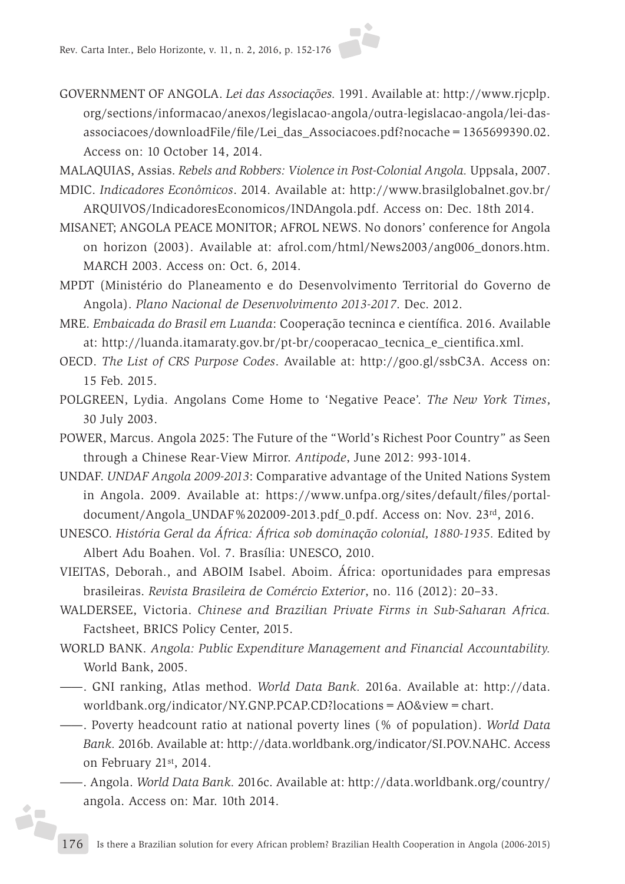GOVERNMENT OF ANGOLA. *Lei das Associações.* 1991. Available at: http://www.rjcplp.org/sections/informacao/anexos/legislacao-angola/outra-legislacao-angola/lei-das-associacoes/downloadFile/file/Lei_das_Associacoes.pdf?nocache=1365699390.02. Access on: 10 October 14, 2014.

MALAQUIAS, Assias. *Rebels and Robbers: Violence in Post-Colonial Angola.* Uppsala, 2007.

MDIC. *Indicadores Econômicos*. 2014. Available at: http://www.brasilglobalnet.gov.br/ARQUIVOS/IndicadoresEconomicos/INDAngola.pdf. Access on: Dec. 18th 2014.

MISANET; ANGOLA PEACE MONITOR; AFROL NEWS. No donors' conference for Angola on horizon (2003). Available at: afrol.com/html/News2003/ang006_donors.htm. MARCH 2003. Access on: Oct. 6, 2014.

MPDT (Ministério do Planeamento e do Desenvolvimento Territorial do Governo de Angola). *Plano Nacional de Desenvolvimento 2013-2017*. Dec. 2012.

MRE. *Embaicada do Brasil em Luanda*: Cooperação tecninca e científica. 2016. Available at: http://luanda.itamaraty.gov.br/pt-br/cooperacao_tecnica_e_cientifica.xml.

OECD. *The List of CRS Purpose Codes*. Available at: http://goo.gl/ssbC3A. Access on: 15 Feb. 2015.

POLGREEN, Lydia. Angolans Come Home to 'Negative Peace'. *The New York Times*, 30 July 2003.

POWER, Marcus. Angola 2025: The Future of the "World's Richest Poor Country" as Seen through a Chinese Rear-View Mirror. *Antipode*, June 2012: 993-1014.

UNDAF. *UNDAF Angola 2009-2013*: Comparative advantage of the United Nations System in Angola. 2009. Available at: https://www.unfpa.org/sites/default/files/portal-document/Angola_UNDAF%202009-2013.pdf_0.pdf. Access on: Nov. 23rd, 2016.

UNESCO. *História Geral da África: África sob dominação colonial, 1880-1935.* Edited by Albert Adu Boahen. Vol. 7. Brasília: UNESCO, 2010.

VIEITAS, Deborah., and ABOIM Isabel. Aboim. África: oportunidades para empresas brasileiras. *Revista Brasileira de Comércio Exterior*, no. 116 (2012): 20–33.

WALDERSEE, Victoria. *Chinese and Brazilian Private Firms in Sub-Saharan Africa.* Factsheet, BRICS Policy Center, 2015.

WORLD BANK. *Angola: Public Expenditure Management and Financial Accountability.* World Bank, 2005.

——. GNI ranking, Atlas method. *World Data Bank.* 2016a. Available at: http://data.worldbank.org/indicator/NY.GNP.PCAP.CD?locations=AO&view=chart.

——. Poverty headcount ratio at national poverty lines (% of population). *World Data Bank.* 2016b. Available at: http://data.worldbank.org/indicator/SI.POV.NAHC. Access on February 21st, 2014.

——. Angola. *World Data Bank.* 2016c. Available at: http://data.worldbank.org/country/angola. Access on: Mar. 10th 2014.